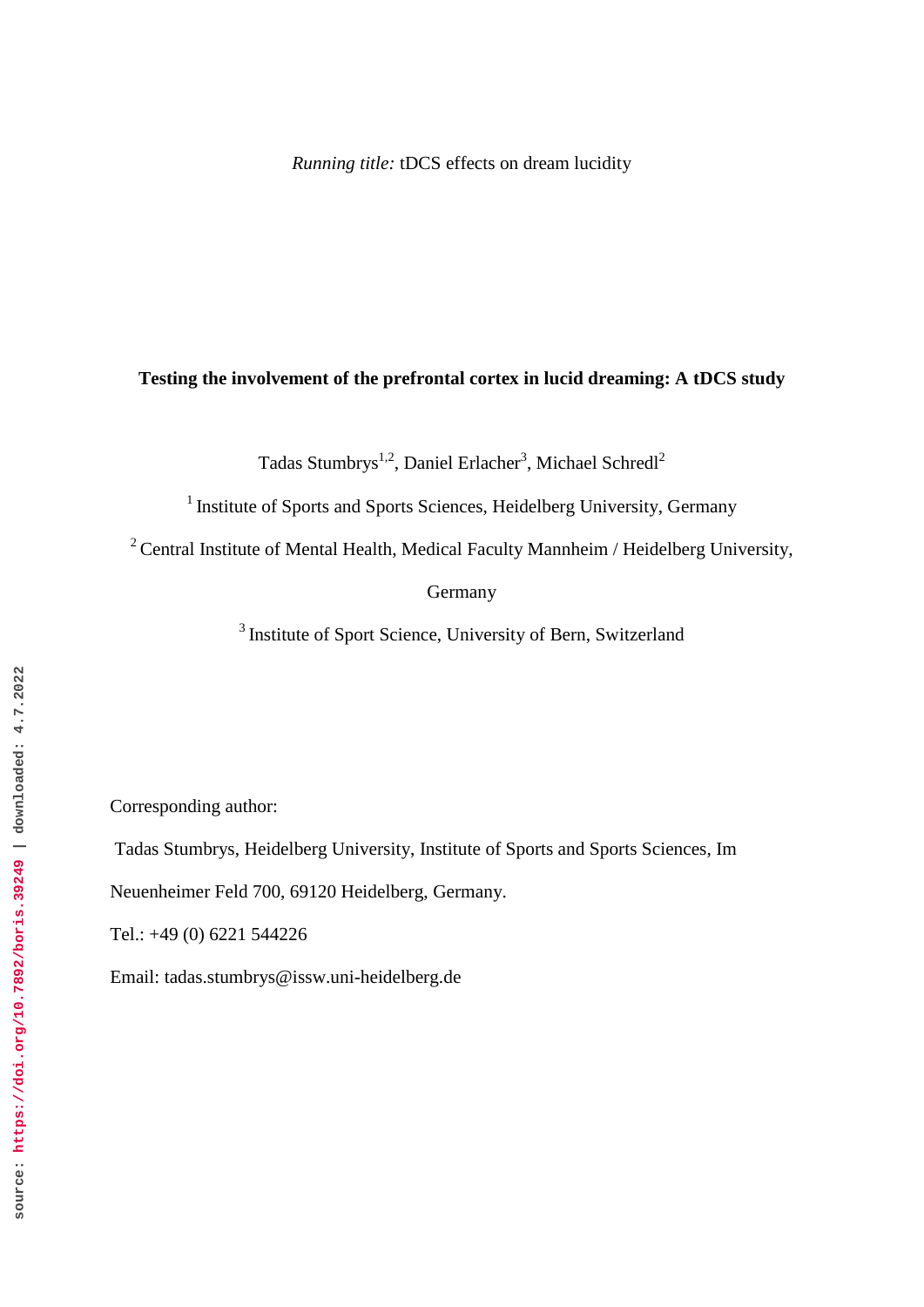*Running title:* tDCS effects on dream lucidity

# Testing the involvement of the prefrontal cortex in lucid dreaming: A tDCS study

Tadas Stumbrys[1,2], Daniel Erlacher[3], Michael Schredl[2]

[1] Institute of Sports and Sports Sciences, Heidelberg University, Germany

[2] Central Institute of Mental Health, Medical Faculty Mannheim / Heidelberg University, Germany

[3] Institute of Sport Science, University of Bern, Switzerland

Corresponding author:

Tadas Stumbrys, Heidelberg University, Institute of Sports and Sports Sciences, Im Neuenheimer Feld 700, 69120 Heidelberg, Germany.

Tel.: +49 (0) 6221 544226

Email: tadas.stumbrys@issw.uni-heidelberg.de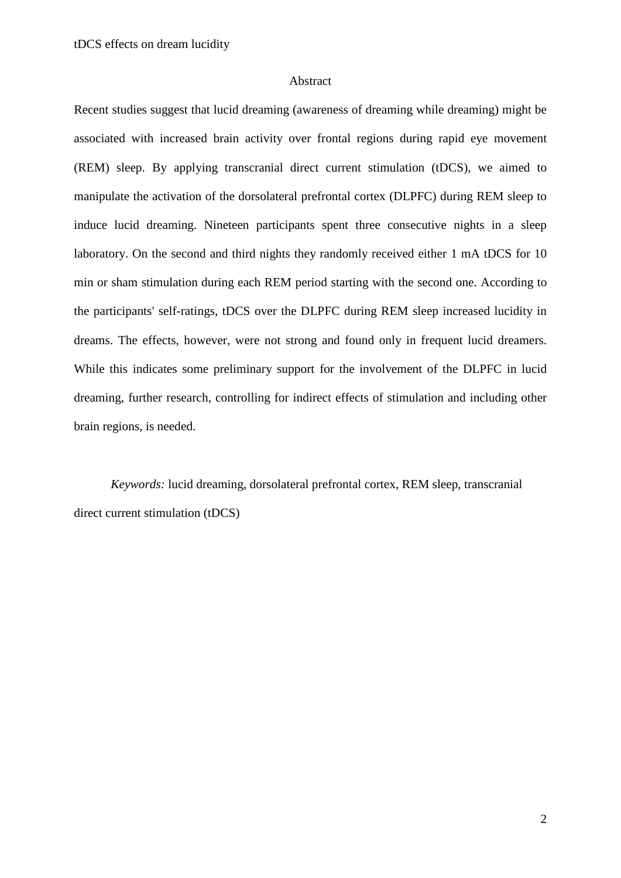## Abstract

Recent studies suggest that lucid dreaming (awareness of dreaming while dreaming) might be associated with increased brain activity over frontal regions during rapid eye movement (REM) sleep. By applying transcranial direct current stimulation (tDCS), we aimed to manipulate the activation of the dorsolateral prefrontal cortex (DLPFC) during REM sleep to induce lucid dreaming. Nineteen participants spent three consecutive nights in a sleep laboratory. On the second and third nights they randomly received either 1 mA tDCS for 10 min or sham stimulation during each REM period starting with the second one. According to the participants' self-ratings, tDCS over the DLPFC during REM sleep increased lucidity in dreams. The effects, however, were not strong and found only in frequent lucid dreamers. While this indicates some preliminary support for the involvement of the DLPFC in lucid dreaming, further research, controlling for indirect effects of stimulation and including other brain regions, is needed.

*Keywords:* lucid dreaming, dorsolateral prefrontal cortex, REM sleep, transcranial direct current stimulation (tDCS)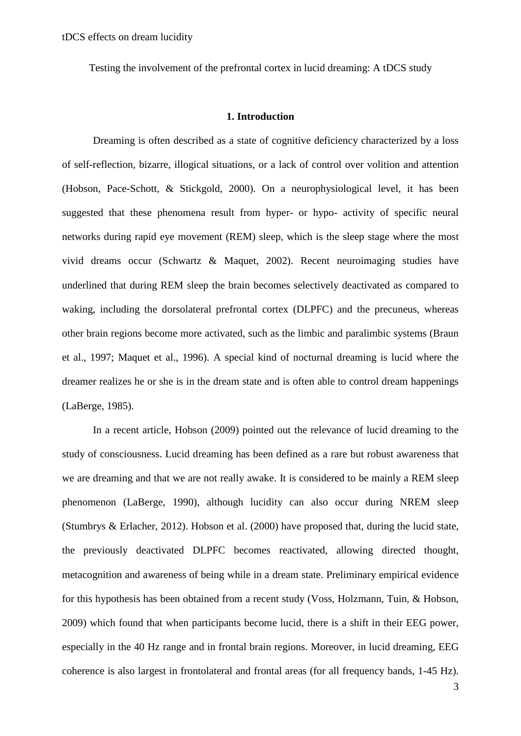Testing the involvement of the prefrontal cortex in lucid dreaming: A tDCS study

## 1. Introduction

Dreaming is often described as a state of cognitive deficiency characterized by a loss of self-reflection, bizarre, illogical situations, or a lack of control over volition and attention (Hobson, Pace-Schott, & Stickgold, 2000). On a neurophysiological level, it has been suggested that these phenomena result from hyper- or hypo- activity of specific neural networks during rapid eye movement (REM) sleep, which is the sleep stage where the most vivid dreams occur (Schwartz & Maquet, 2002). Recent neuroimaging studies have underlined that during REM sleep the brain becomes selectively deactivated as compared to waking, including the dorsolateral prefrontal cortex (DLPFC) and the precuneus, whereas other brain regions become more activated, such as the limbic and paralimbic systems (Braun et al., 1997; Maquet et al., 1996). A special kind of nocturnal dreaming is lucid where the dreamer realizes he or she is in the dream state and is often able to control dream happenings (LaBerge, 1985).

In a recent article, Hobson (2009) pointed out the relevance of lucid dreaming to the study of consciousness. Lucid dreaming has been defined as a rare but robust awareness that we are dreaming and that we are not really awake. It is considered to be mainly a REM sleep phenomenon (LaBerge, 1990), although lucidity can also occur during NREM sleep (Stumbrys & Erlacher, 2012). Hobson et al. (2000) have proposed that, during the lucid state, the previously deactivated DLPFC becomes reactivated, allowing directed thought, metacognition and awareness of being while in a dream state. Preliminary empirical evidence for this hypothesis has been obtained from a recent study (Voss, Holzmann, Tuin, & Hobson, 2009) which found that when participants become lucid, there is a shift in their EEG power, especially in the 40 Hz range and in frontal brain regions. Moreover, in lucid dreaming, EEG coherence is also largest in frontolateral and frontal areas (for all frequency bands, 1-45 Hz).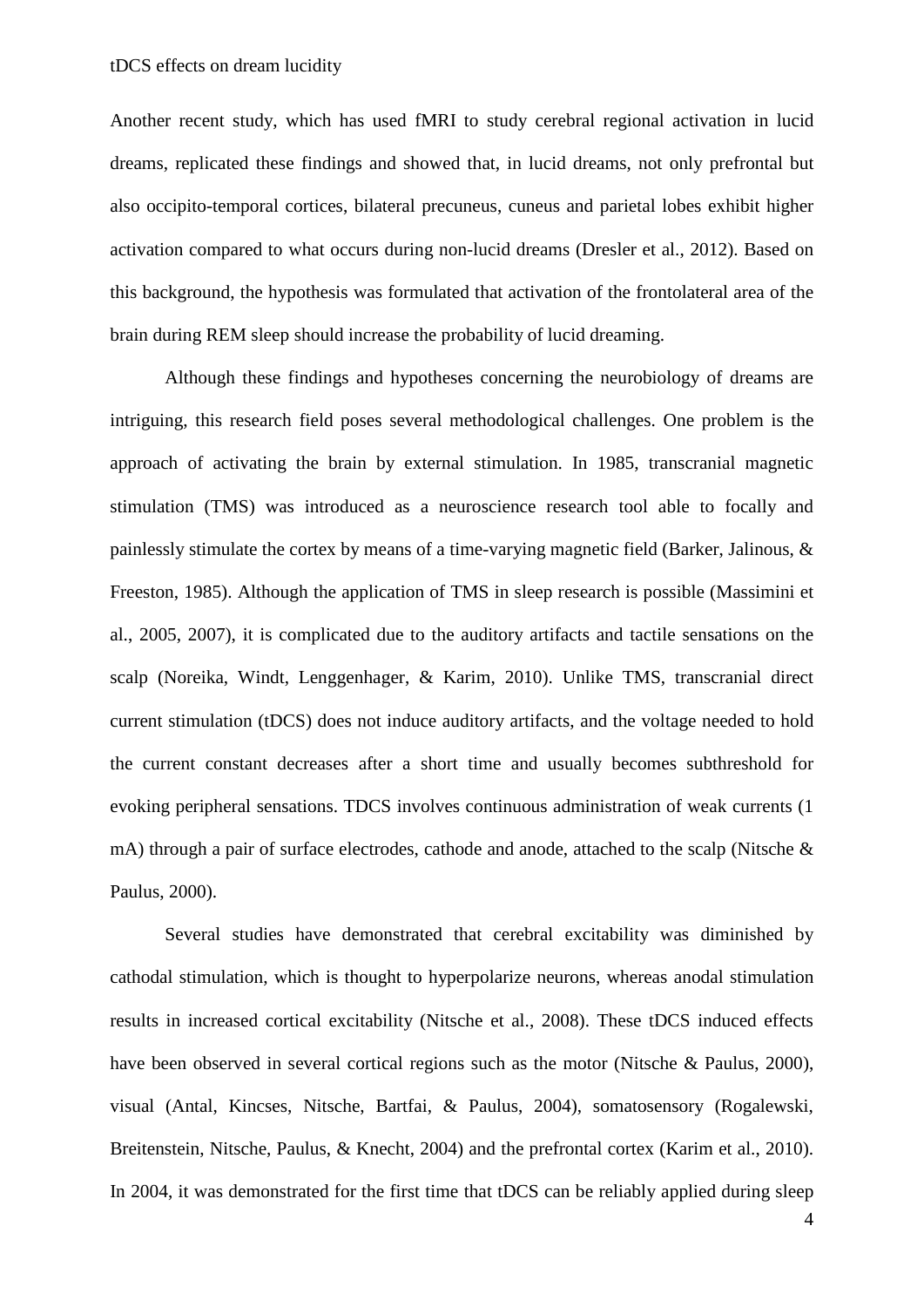Another recent study, which has used fMRI to study cerebral regional activation in lucid dreams, replicated these findings and showed that, in lucid dreams, not only prefrontal but also occipito-temporal cortices, bilateral precuneus, cuneus and parietal lobes exhibit higher activation compared to what occurs during non-lucid dreams (Dresler et al., 2012). Based on this background, the hypothesis was formulated that activation of the frontolateral area of the brain during REM sleep should increase the probability of lucid dreaming.

Although these findings and hypotheses concerning the neurobiology of dreams are intriguing, this research field poses several methodological challenges. One problem is the approach of activating the brain by external stimulation. In 1985, transcranial magnetic stimulation (TMS) was introduced as a neuroscience research tool able to focally and painlessly stimulate the cortex by means of a time-varying magnetic field (Barker, Jalinous, & Freeston, 1985). Although the application of TMS in sleep research is possible (Massimini et al., 2005, 2007), it is complicated due to the auditory artifacts and tactile sensations on the scalp (Noreika, Windt, Lenggenhager, & Karim, 2010). Unlike TMS, transcranial direct current stimulation (tDCS) does not induce auditory artifacts, and the voltage needed to hold the current constant decreases after a short time and usually becomes subthreshold for evoking peripheral sensations. TDCS involves continuous administration of weak currents (1 mA) through a pair of surface electrodes, cathode and anode, attached to the scalp (Nitsche & Paulus, 2000).

Several studies have demonstrated that cerebral excitability was diminished by cathodal stimulation, which is thought to hyperpolarize neurons, whereas anodal stimulation results in increased cortical excitability (Nitsche et al., 2008). These tDCS induced effects have been observed in several cortical regions such as the motor (Nitsche & Paulus, 2000), visual (Antal, Kincses, Nitsche, Bartfai, & Paulus, 2004), somatosensory (Rogalewski, Breitenstein, Nitsche, Paulus, & Knecht, 2004) and the prefrontal cortex (Karim et al., 2010). In 2004, it was demonstrated for the first time that tDCS can be reliably applied during sleep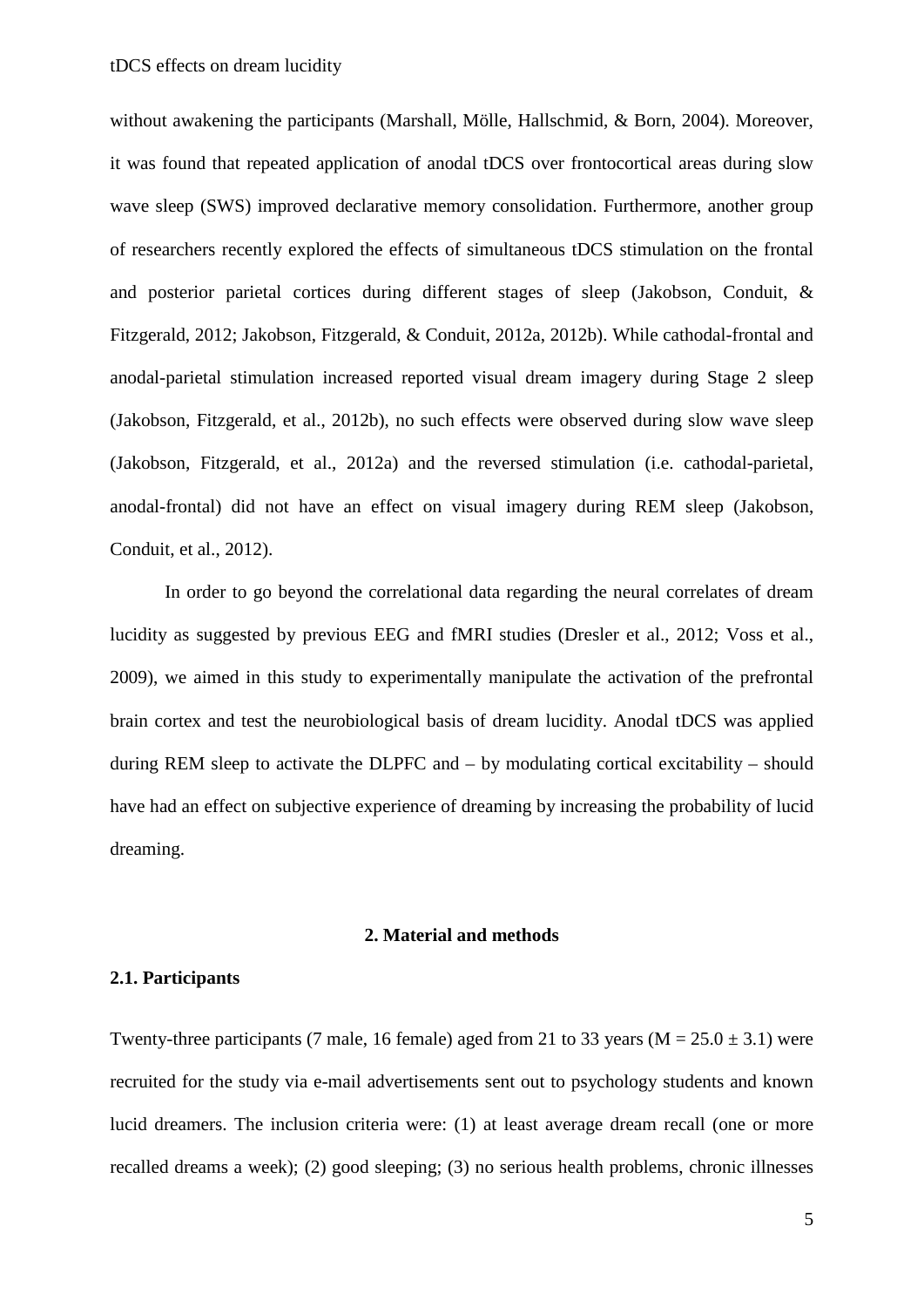without awakening the participants (Marshall, Mölle, Hallschmid, & Born, 2004). Moreover, it was found that repeated application of anodal tDCS over frontocortical areas during slow wave sleep (SWS) improved declarative memory consolidation. Furthermore, another group of researchers recently explored the effects of simultaneous tDCS stimulation on the frontal and posterior parietal cortices during different stages of sleep (Jakobson, Conduit, & Fitzgerald, 2012; Jakobson, Fitzgerald, & Conduit, 2012a, 2012b). While cathodal-frontal and anodal-parietal stimulation increased reported visual dream imagery during Stage 2 sleep (Jakobson, Fitzgerald, et al., 2012b), no such effects were observed during slow wave sleep (Jakobson, Fitzgerald, et al., 2012a) and the reversed stimulation (i.e. cathodal-parietal, anodal-frontal) did not have an effect on visual imagery during REM sleep (Jakobson, Conduit, et al., 2012).

In order to go beyond the correlational data regarding the neural correlates of dream lucidity as suggested by previous EEG and fMRI studies (Dresler et al., 2012; Voss et al., 2009), we aimed in this study to experimentally manipulate the activation of the prefrontal brain cortex and test the neurobiological basis of dream lucidity. Anodal tDCS was applied during REM sleep to activate the DLPFC and – by modulating cortical excitability – should have had an effect on subjective experience of dreaming by increasing the probability of lucid dreaming.

## 2. Material and methods

### 2.1. Participants

Twenty-three participants (7 male, 16 female) aged from 21 to 33 years ($M = 25.0 \pm 3.1$) were recruited for the study via e-mail advertisements sent out to psychology students and known lucid dreamers. The inclusion criteria were: (1) at least average dream recall (one or more recalled dreams a week); (2) good sleeping; (3) no serious health problems, chronic illnesses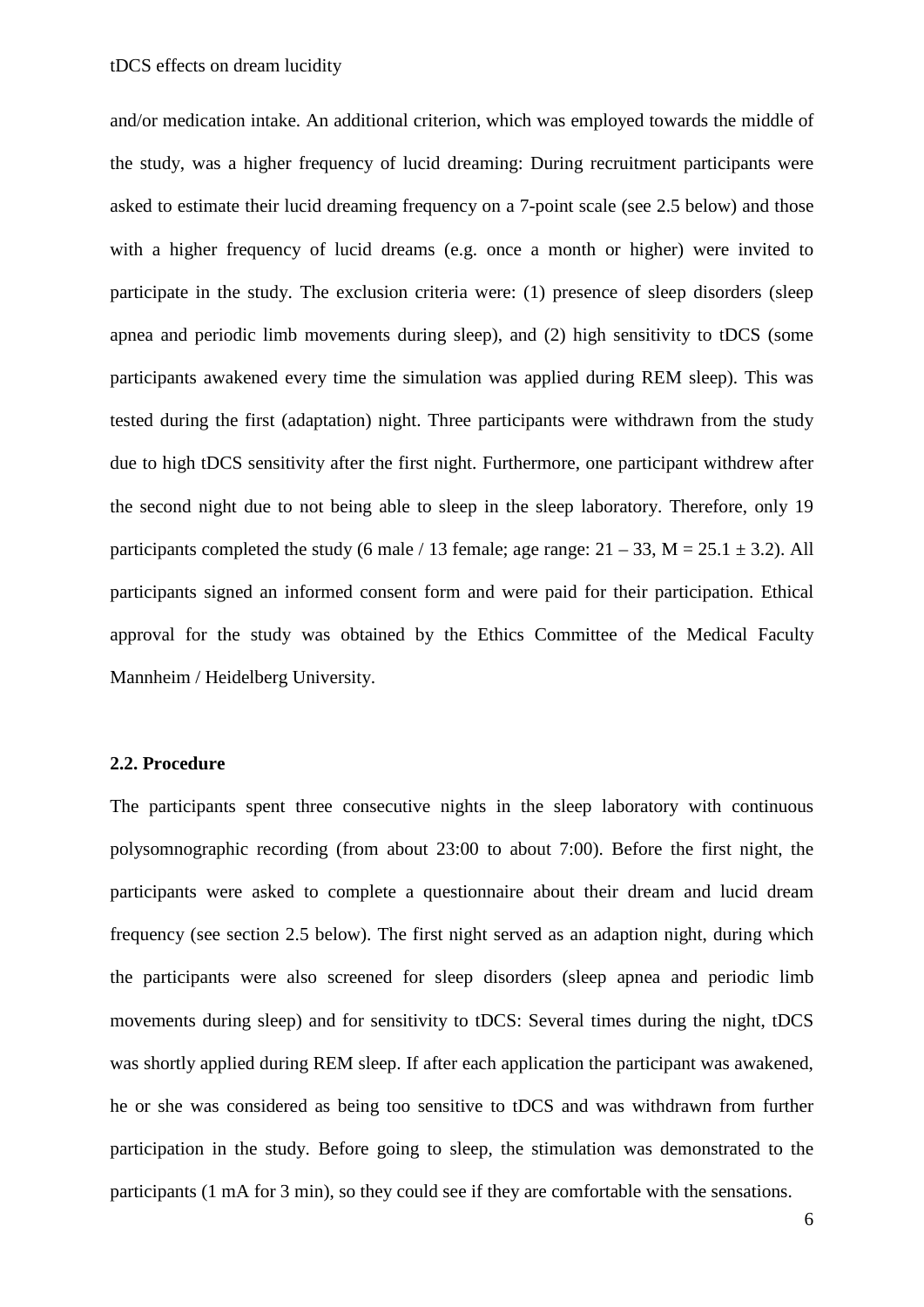and/or medication intake. An additional criterion, which was employed towards the middle of the study, was a higher frequency of lucid dreaming: During recruitment participants were asked to estimate their lucid dreaming frequency on a 7-point scale (see 2.5 below) and those with a higher frequency of lucid dreams (e.g. once a month or higher) were invited to participate in the study. The exclusion criteria were: (1) presence of sleep disorders (sleep apnea and periodic limb movements during sleep), and (2) high sensitivity to tDCS (some participants awakened every time the simulation was applied during REM sleep). This was tested during the first (adaptation) night. Three participants were withdrawn from the study due to high tDCS sensitivity after the first night. Furthermore, one participant withdrew after the second night due to not being able to sleep in the sleep laboratory. Therefore, only 19 participants completed the study (6 male / 13 female; age range: 21 – 33, M = 25.1 ± 3.2). All participants signed an informed consent form and were paid for their participation. Ethical approval for the study was obtained by the Ethics Committee of the Medical Faculty Mannheim / Heidelberg University.

### 2.2. Procedure

The participants spent three consecutive nights in the sleep laboratory with continuous polysomnographic recording (from about 23:00 to about 7:00). Before the first night, the participants were asked to complete a questionnaire about their dream and lucid dream frequency (see section 2.5 below). The first night served as an adaption night, during which the participants were also screened for sleep disorders (sleep apnea and periodic limb movements during sleep) and for sensitivity to tDCS: Several times during the night, tDCS was shortly applied during REM sleep. If after each application the participant was awakened, he or she was considered as being too sensitive to tDCS and was withdrawn from further participation in the study. Before going to sleep, the stimulation was demonstrated to the participants (1 mA for 3 min), so they could see if they are comfortable with the sensations.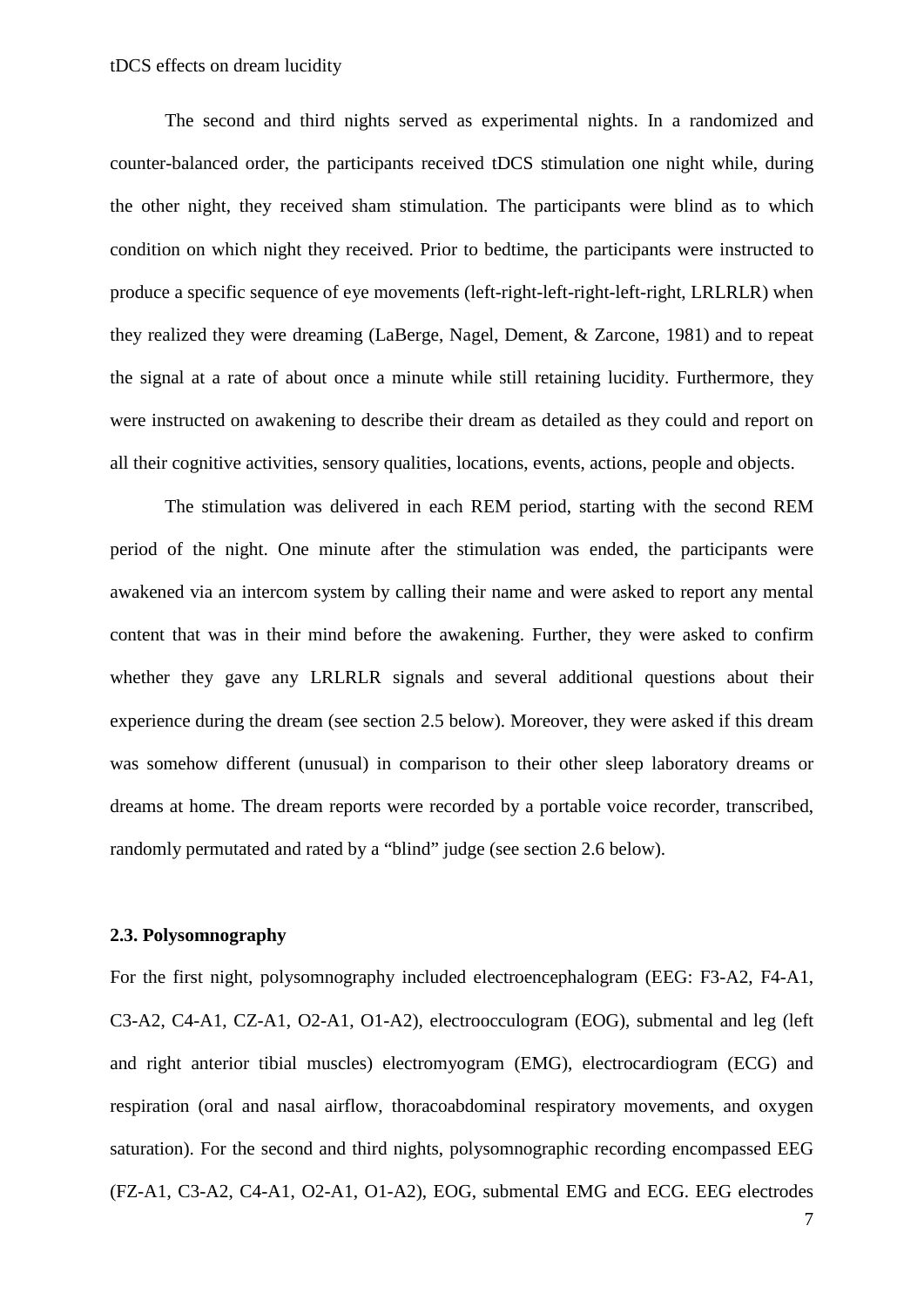The second and third nights served as experimental nights. In a randomized and counter-balanced order, the participants received tDCS stimulation one night while, during the other night, they received sham stimulation. The participants were blind as to which condition on which night they received. Prior to bedtime, the participants were instructed to produce a specific sequence of eye movements (left-right-left-right-left-right, LRLRLR) when they realized they were dreaming (LaBerge, Nagel, Dement, & Zarcone, 1981) and to repeat the signal at a rate of about once a minute while still retaining lucidity. Furthermore, they were instructed on awakening to describe their dream as detailed as they could and report on all their cognitive activities, sensory qualities, locations, events, actions, people and objects.

The stimulation was delivered in each REM period, starting with the second REM period of the night. One minute after the stimulation was ended, the participants were awakened via an intercom system by calling their name and were asked to report any mental content that was in their mind before the awakening. Further, they were asked to confirm whether they gave any LRLRLR signals and several additional questions about their experience during the dream (see section 2.5 below). Moreover, they were asked if this dream was somehow different (unusual) in comparison to their other sleep laboratory dreams or dreams at home. The dream reports were recorded by a portable voice recorder, transcribed, randomly permutated and rated by a "blind" judge (see section 2.6 below).

### 2.3. Polysomnography

For the first night, polysomnography included electroencephalogram (EEG: F3-A2, F4-A1, C3-A2, C4-A1, CZ-A1, O2-A1, O1-A2), electrooculogram (EOG), submental and leg (left and right anterior tibial muscles) electromyogram (EMG), electrocardiogram (ECG) and respiration (oral and nasal airflow, thoracoabdominal respiratory movements, and oxygen saturation). For the second and third nights, polysomnographic recording encompassed EEG (FZ-A1, C3-A2, C4-A1, O2-A1, O1-A2), EOG, submental EMG and ECG. EEG electrodes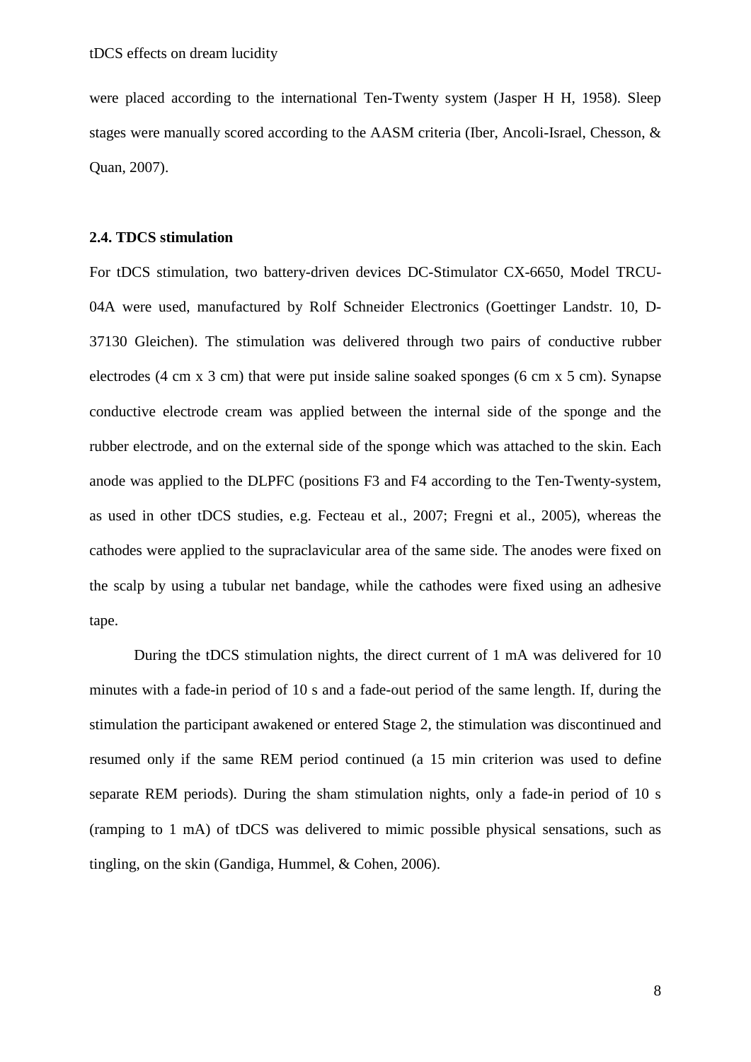were placed according to the international Ten-Twenty system (Jasper H H, 1958). Sleep stages were manually scored according to the AASM criteria (Iber, Ancoli-Israel, Chesson, & Quan, 2007).

### 2.4. TDCS stimulation

For tDCS stimulation, two battery-driven devices DC-Stimulator CX-6650, Model TRCU-04A were used, manufactured by Rolf Schneider Electronics (Goettinger Landstr. 10, D-37130 Gleichen). The stimulation was delivered through two pairs of conductive rubber electrodes (4 cm x 3 cm) that were put inside saline soaked sponges (6 cm x 5 cm). Synapse conductive electrode cream was applied between the internal side of the sponge and the rubber electrode, and on the external side of the sponge which was attached to the skin. Each anode was applied to the DLPFC (positions F3 and F4 according to the Ten-Twenty-system, as used in other tDCS studies, e.g. Fecteau et al., 2007; Fregni et al., 2005), whereas the cathodes were applied to the supraclavicular area of the same side. The anodes were fixed on the scalp by using a tubular net bandage, while the cathodes were fixed using an adhesive tape.

During the tDCS stimulation nights, the direct current of 1 mA was delivered for 10 minutes with a fade-in period of 10 s and a fade-out period of the same length. If, during the stimulation the participant awakened or entered Stage 2, the stimulation was discontinued and resumed only if the same REM period continued (a 15 min criterion was used to define separate REM periods). During the sham stimulation nights, only a fade-in period of 10 s (ramping to 1 mA) of tDCS was delivered to mimic possible physical sensations, such as tingling, on the skin (Gandiga, Hummel, & Cohen, 2006).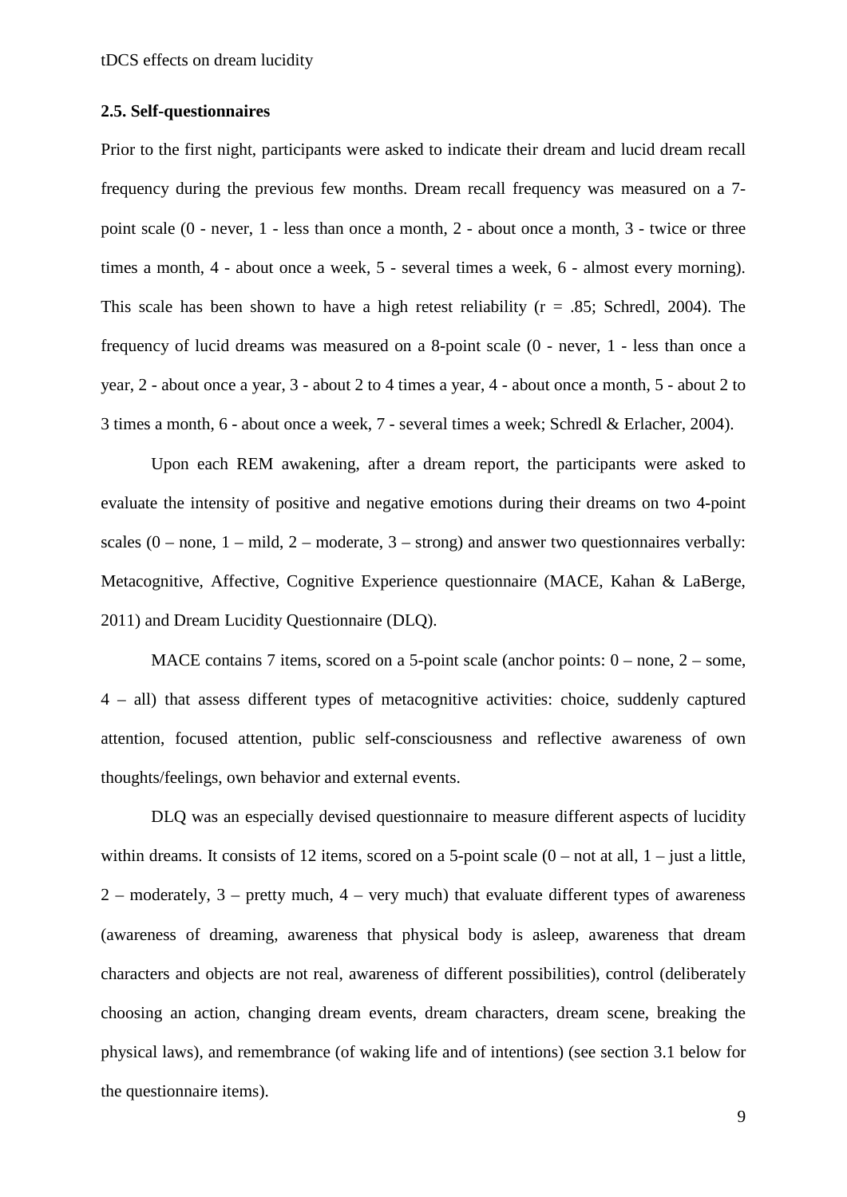### 2.5. Self-questionnaires

Prior to the first night, participants were asked to indicate their dream and lucid dream recall frequency during the previous few months. Dream recall frequency was measured on a 7-point scale (0 - never, 1 - less than once a month, 2 - about once a month, 3 - twice or three times a month, 4 - about once a week, 5 - several times a week, 6 - almost every morning). This scale has been shown to have a high retest reliability (r = .85; Schredl, 2004). The frequency of lucid dreams was measured on a 8-point scale (0 - never, 1 - less than once a year, 2 - about once a year, 3 - about 2 to 4 times a year, 4 - about once a month, 5 - about 2 to 3 times a month, 6 - about once a week, 7 - several times a week; Schredl & Erlacher, 2004).

Upon each REM awakening, after a dream report, the participants were asked to evaluate the intensity of positive and negative emotions during their dreams on two 4-point scales (0 – none, 1 – mild, 2 – moderate, 3 – strong) and answer two questionnaires verbally: Metacognitive, Affective, Cognitive Experience questionnaire (MACE, Kahan & LaBerge, 2011) and Dream Lucidity Questionnaire (DLQ).

MACE contains 7 items, scored on a 5-point scale (anchor points: 0 – none, 2 – some, 4 – all) that assess different types of metacognitive activities: choice, suddenly captured attention, focused attention, public self-consciousness and reflective awareness of own thoughts/feelings, own behavior and external events.

DLQ was an especially devised questionnaire to measure different aspects of lucidity within dreams. It consists of 12 items, scored on a 5-point scale (0 – not at all, 1 – just a little, 2 – moderately, 3 – pretty much, 4 – very much) that evaluate different types of awareness (awareness of dreaming, awareness that physical body is asleep, awareness that dream characters and objects are not real, awareness of different possibilities), control (deliberately choosing an action, changing dream events, dream characters, dream scene, breaking the physical laws), and remembrance (of waking life and of intentions) (see section 3.1 below for the questionnaire items).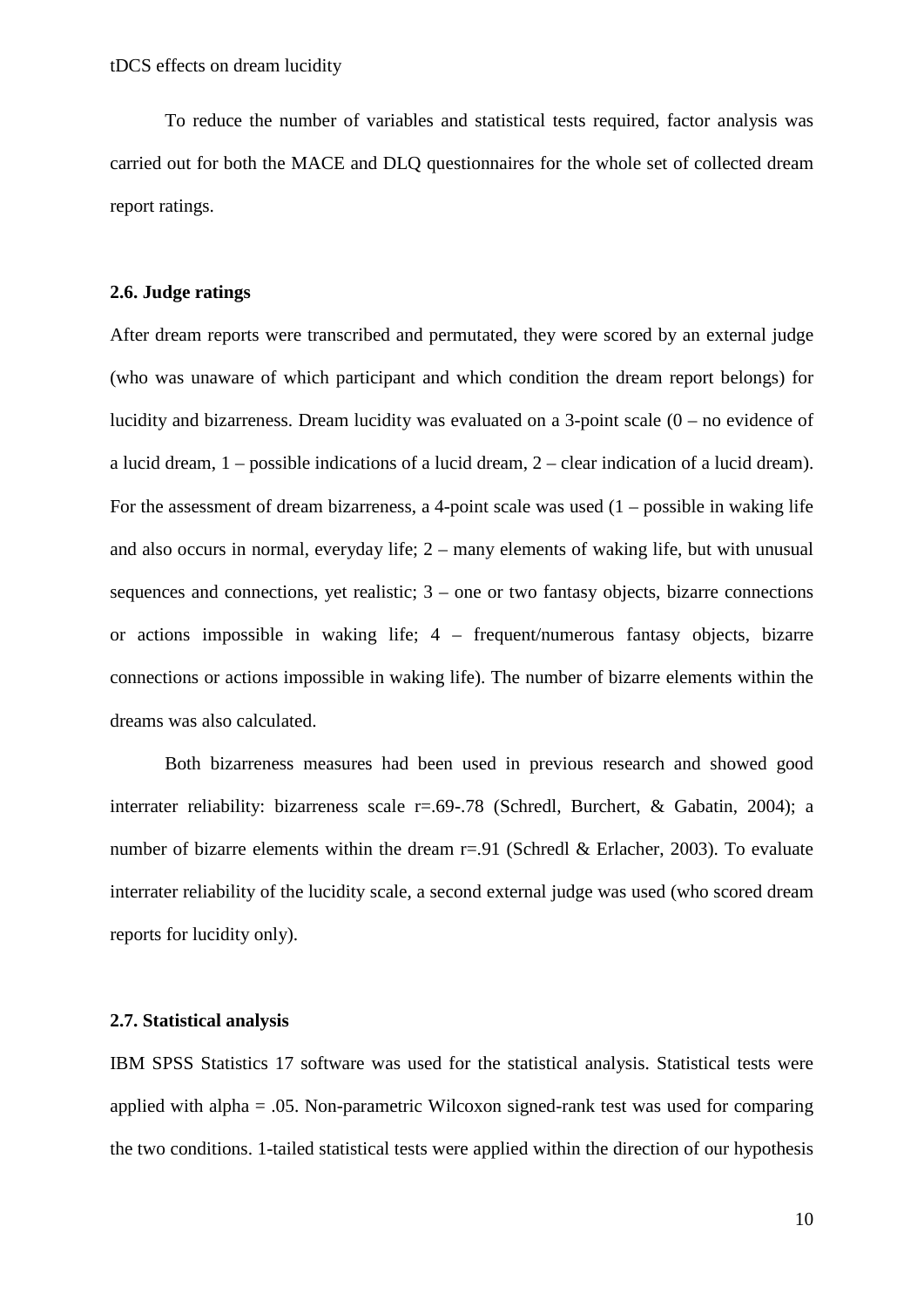To reduce the number of variables and statistical tests required, factor analysis was carried out for both the MACE and DLQ questionnaires for the whole set of collected dream report ratings.

### 2.6. Judge ratings

After dream reports were transcribed and permutated, they were scored by an external judge (who was unaware of which participant and which condition the dream report belongs) for lucidity and bizarreness. Dream lucidity was evaluated on a 3-point scale (0 – no evidence of a lucid dream, 1 – possible indications of a lucid dream, 2 – clear indication of a lucid dream). For the assessment of dream bizarreness, a 4-point scale was used (1 – possible in waking life and also occurs in normal, everyday life; 2 – many elements of waking life, but with unusual sequences and connections, yet realistic; 3 – one or two fantasy objects, bizarre connections or actions impossible in waking life; 4 – frequent/numerous fantasy objects, bizarre connections or actions impossible in waking life). The number of bizarre elements within the dreams was also calculated.

Both bizarreness measures had been used in previous research and showed good interrater reliability: bizarreness scale r=.69-.78 (Schredl, Burchert, & Gabatin, 2004); a number of bizarre elements within the dream r=.91 (Schredl & Erlacher, 2003). To evaluate interrater reliability of the lucidity scale, a second external judge was used (who scored dream reports for lucidity only).

### 2.7. Statistical analysis

IBM SPSS Statistics 17 software was used for the statistical analysis. Statistical tests were applied with alpha = .05. Non-parametric Wilcoxon signed-rank test was used for comparing the two conditions. 1-tailed statistical tests were applied within the direction of our hypothesis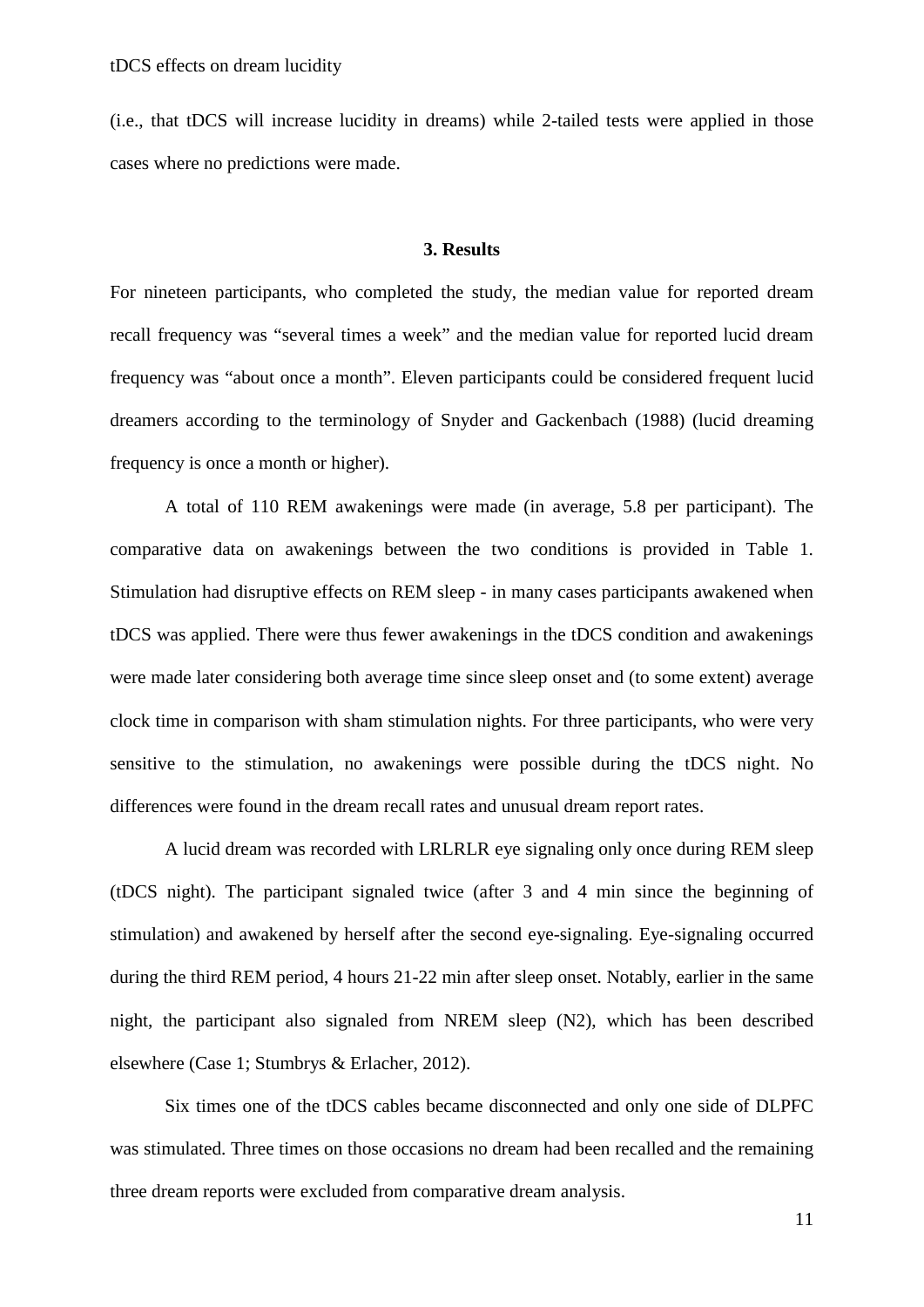(i.e., that tDCS will increase lucidity in dreams) while 2-tailed tests were applied in those cases where no predictions were made.

## 3. Results

For nineteen participants, who completed the study, the median value for reported dream recall frequency was "several times a week" and the median value for reported lucid dream frequency was "about once a month". Eleven participants could be considered frequent lucid dreamers according to the terminology of Snyder and Gackenbach (1988) (lucid dreaming frequency is once a month or higher).

A total of 110 REM awakenings were made (in average, 5.8 per participant). The comparative data on awakenings between the two conditions is provided in Table 1. Stimulation had disruptive effects on REM sleep - in many cases participants awakened when tDCS was applied. There were thus fewer awakenings in the tDCS condition and awakenings were made later considering both average time since sleep onset and (to some extent) average clock time in comparison with sham stimulation nights. For three participants, who were very sensitive to the stimulation, no awakenings were possible during the tDCS night. No differences were found in the dream recall rates and unusual dream report rates.

A lucid dream was recorded with LRLRLR eye signaling only once during REM sleep (tDCS night). The participant signaled twice (after 3 and 4 min since the beginning of stimulation) and awakened by herself after the second eye-signaling. Eye-signaling occurred during the third REM period, 4 hours 21-22 min after sleep onset. Notably, earlier in the same night, the participant also signaled from NREM sleep (N2), which has been described elsewhere (Case 1; Stumbrys & Erlacher, 2012).

Six times one of the tDCS cables became disconnected and only one side of DLPFC was stimulated. Three times on those occasions no dream had been recalled and the remaining three dream reports were excluded from comparative dream analysis.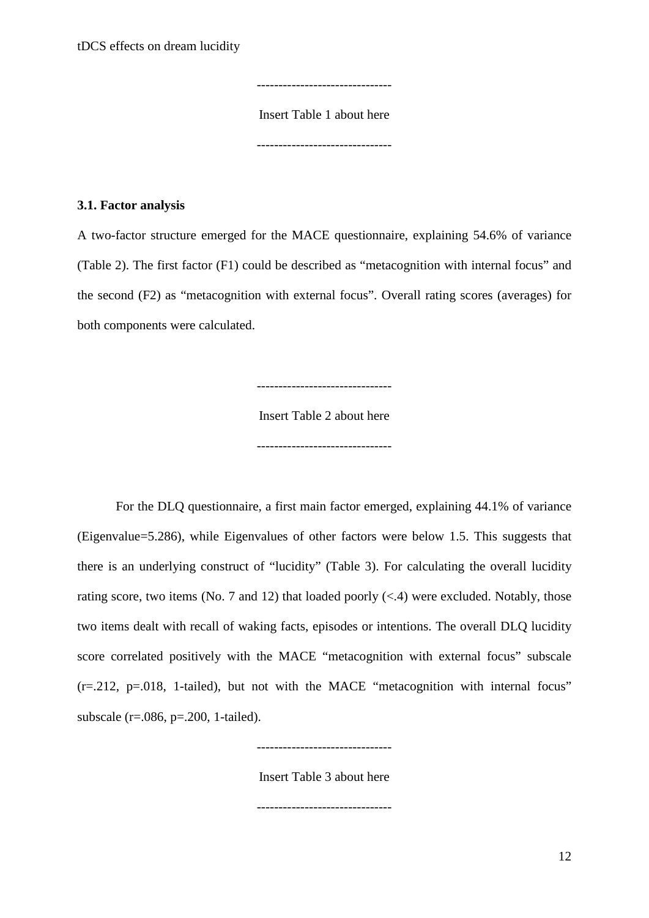-------------------------------

Insert Table 1 about here

-------------------------------

### 3.1. Factor analysis

A two-factor structure emerged for the MACE questionnaire, explaining 54.6% of variance (Table 2). The first factor (F1) could be described as "metacognition with internal focus" and the second (F2) as "metacognition with external focus". Overall rating scores (averages) for both components were calculated.

-------------------------------

Insert Table 2 about here

-------------------------------

For the DLQ questionnaire, a first main factor emerged, explaining 44.1% of variance (Eigenvalue=5.286), while Eigenvalues of other factors were below 1.5. This suggests that there is an underlying construct of "lucidity" (Table 3). For calculating the overall lucidity rating score, two items (No. 7 and 12) that loaded poorly (<.4) were excluded. Notably, those two items dealt with recall of waking facts, episodes or intentions. The overall DLQ lucidity score correlated positively with the MACE "metacognition with external focus" subscale ($r=.212$, $p=.018$, 1-tailed), but not with the MACE "metacognition with internal focus" subscale ($r=.086$, $p=.200$, 1-tailed).

-------------------------------

Insert Table 3 about here

-------------------------------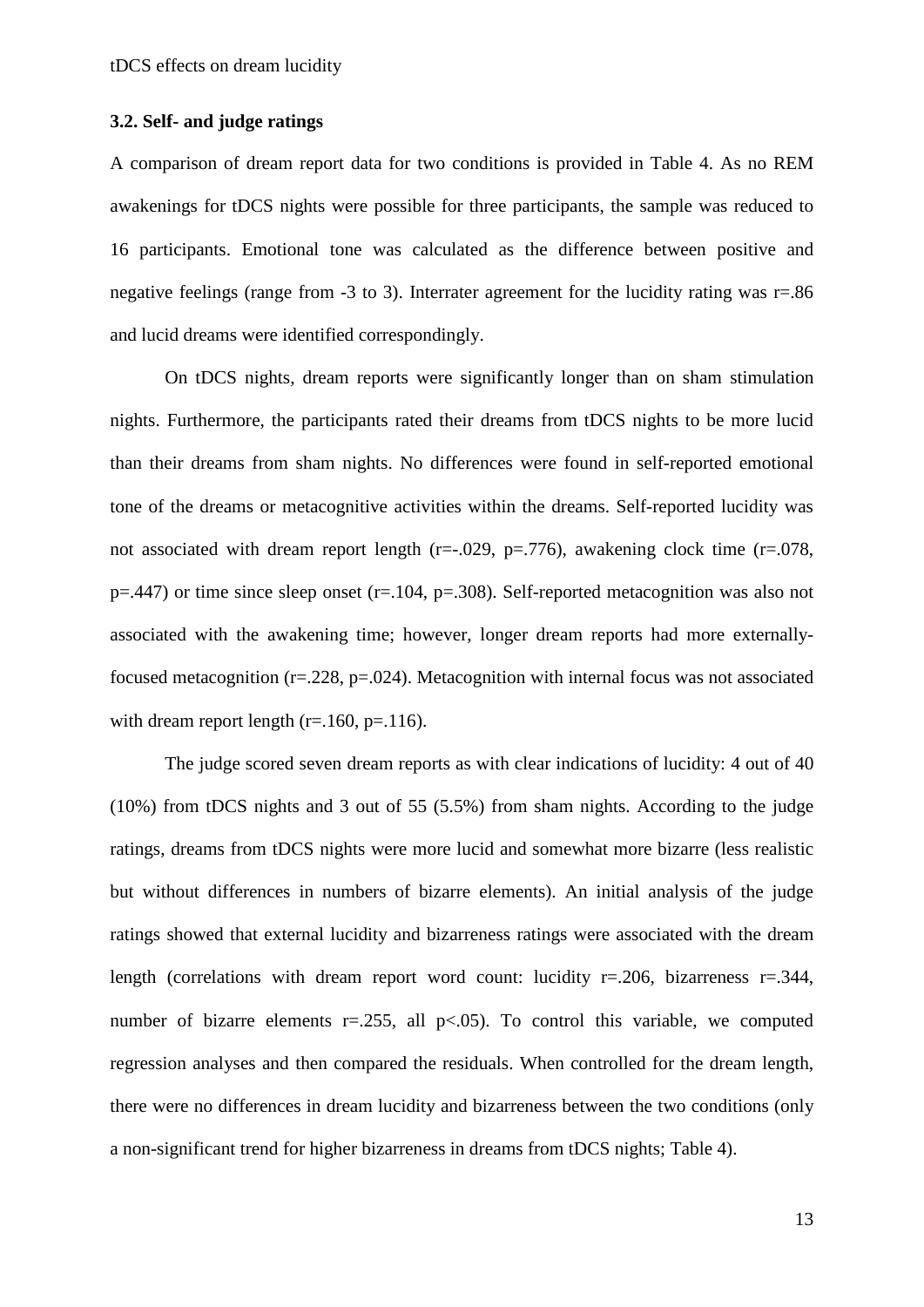### 3.2. Self- and judge ratings

A comparison of dream report data for two conditions is provided in Table 4. As no REM awakenings for tDCS nights were possible for three participants, the sample was reduced to 16 participants. Emotional tone was calculated as the difference between positive and negative feelings (range from -3 to 3). Interrater agreement for the lucidity rating was $r=.86$ and lucid dreams were identified correspondingly.

On tDCS nights, dream reports were significantly longer than on sham stimulation nights. Furthermore, the participants rated their dreams from tDCS nights to be more lucid than their dreams from sham nights. No differences were found in self-reported emotional tone of the dreams or metacognitive activities within the dreams. Self-reported lucidity was not associated with dream report length ($r=-.029$, $p=.776$), awakening clock time ($r=.078$, $p=.447$) or time since sleep onset ($r=.104$, $p=.308$). Self-reported metacognition was also not associated with the awakening time; however, longer dream reports had more externally-focused metacognition ($r=.228$, $p=.024$). Metacognition with internal focus was not associated with dream report length ($r=.160$, $p=.116$).

The judge scored seven dream reports as with clear indications of lucidity: 4 out of 40 (10%) from tDCS nights and 3 out of 55 (5.5%) from sham nights. According to the judge ratings, dreams from tDCS nights were more lucid and somewhat more bizarre (less realistic but without differences in numbers of bizarre elements). An initial analysis of the judge ratings showed that external lucidity and bizarreness ratings were associated with the dream length (correlations with dream report word count: lucidity $r=.206$, bizarreness $r=.344$, number of bizarre elements $r=.255$, all $p<.05$). To control this variable, we computed regression analyses and then compared the residuals. When controlled for the dream length, there were no differences in dream lucidity and bizarreness between the two conditions (only a non-significant trend for higher bizarreness in dreams from tDCS nights; Table 4).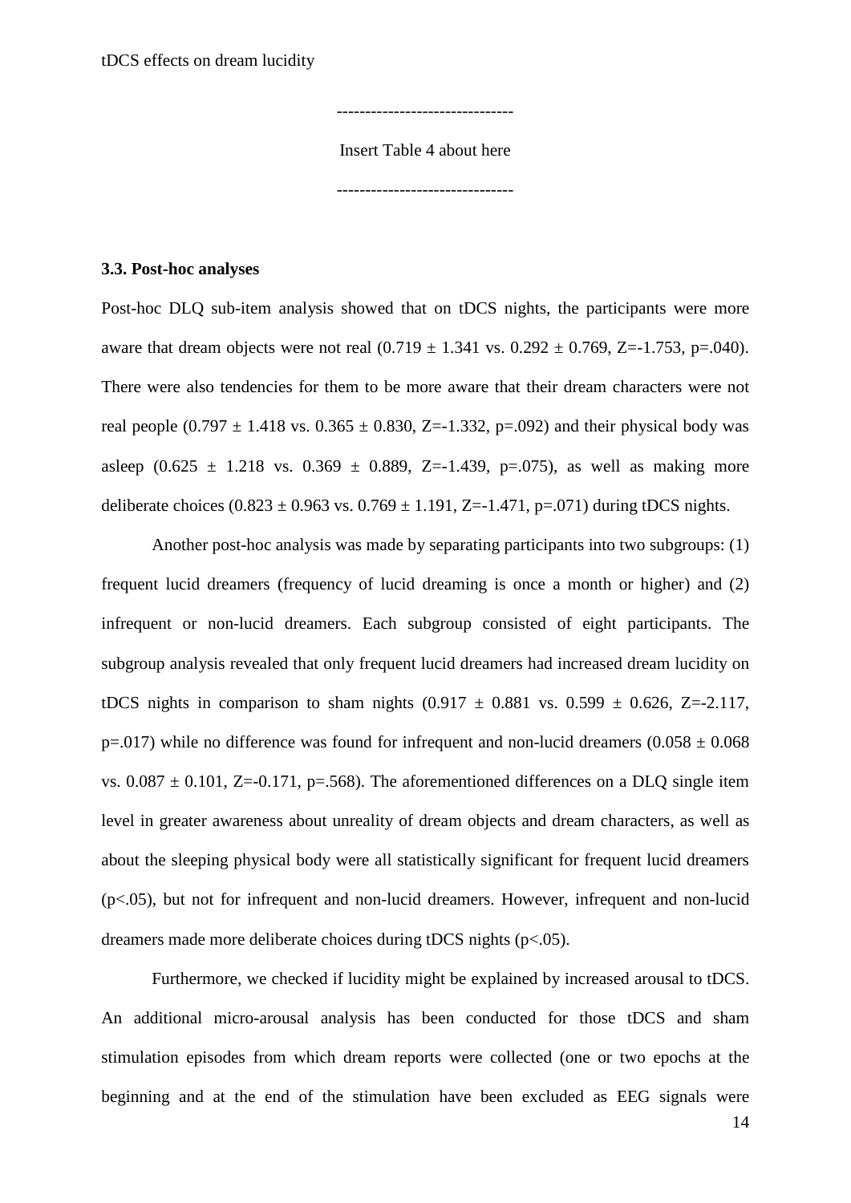-------------------------------

Insert Table 4 about here

-------------------------------

### 3.3. Post-hoc analyses

Post-hoc DLQ sub-item analysis showed that on tDCS nights, the participants were more aware that dream objects were not real ($0.719 \pm 1.341$ vs. $0.292 \pm 0.769$, $Z=-1.753$, $p=.040$). There were also tendencies for them to be more aware that their dream characters were not real people ($0.797 \pm 1.418$ vs. $0.365 \pm 0.830$, $Z=-1.332$, $p=.092$) and their physical body was asleep ($0.625 \pm 1.218$ vs. $0.369 \pm 0.889$, $Z=-1.439$, $p=.075$), as well as making more deliberate choices ($0.823 \pm 0.963$ vs. $0.769 \pm 1.191$, $Z=-1.471$, $p=.071$) during tDCS nights.

Another post-hoc analysis was made by separating participants into two subgroups: (1) frequent lucid dreamers (frequency of lucid dreaming is once a month or higher) and (2) infrequent or non-lucid dreamers. Each subgroup consisted of eight participants. The subgroup analysis revealed that only frequent lucid dreamers had increased dream lucidity on tDCS nights in comparison to sham nights ($0.917 \pm 0.881$ vs. $0.599 \pm 0.626$, $Z=-2.117$, $p=.017$) while no difference was found for infrequent and non-lucid dreamers ($0.058 \pm 0.068$ vs. $0.087 \pm 0.101$, $Z=-0.171$, $p=.568$). The aforementioned differences on a DLQ single item level in greater awareness about unreality of dream objects and dream characters, as well as about the sleeping physical body were all statistically significant for frequent lucid dreamers ($p<.05$), but not for infrequent and non-lucid dreamers. However, infrequent and non-lucid dreamers made more deliberate choices during tDCS nights ($p<.05$).

Furthermore, we checked if lucidity might be explained by increased arousal to tDCS. An additional micro-arousal analysis has been conducted for those tDCS and sham stimulation episodes from which dream reports were collected (one or two epochs at the beginning and at the end of the stimulation have been excluded as EEG signals were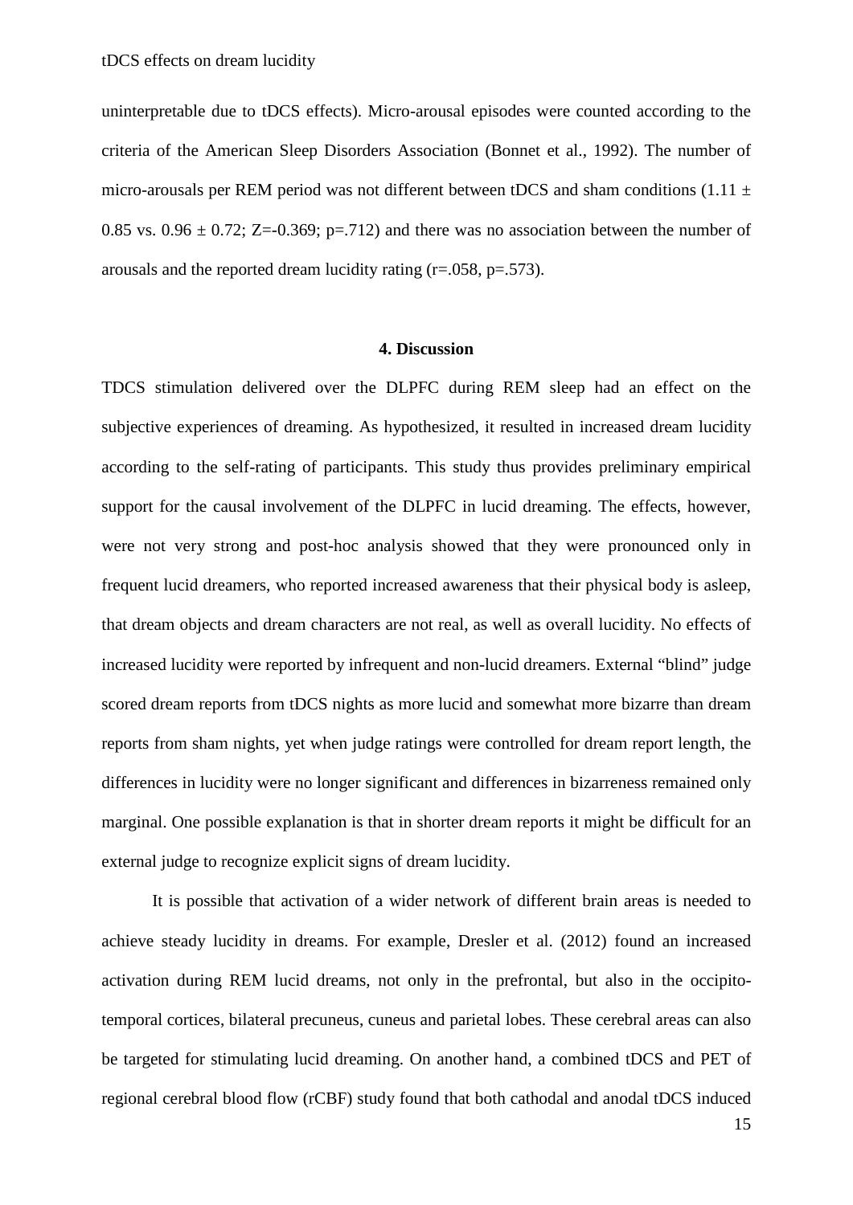uninterpretable due to tDCS effects). Micro-arousal episodes were counted according to the criteria of the American Sleep Disorders Association (Bonnet et al., 1992). The number of micro-arousals per REM period was not different between tDCS and sham conditions ($1.11 \pm 0.85$ vs. $0.96 \pm 0.72$; $Z=-0.369$; $p=.712$) and there was no association between the number of arousals and the reported dream lucidity rating ($r=.058$, $p=.573$).

## 4. Discussion

TDCS stimulation delivered over the DLPFC during REM sleep had an effect on the subjective experiences of dreaming. As hypothesized, it resulted in increased dream lucidity according to the self-rating of participants. This study thus provides preliminary empirical support for the causal involvement of the DLPFC in lucid dreaming. The effects, however, were not very strong and post-hoc analysis showed that they were pronounced only in frequent lucid dreamers, who reported increased awareness that their physical body is asleep, that dream objects and dream characters are not real, as well as overall lucidity. No effects of increased lucidity were reported by infrequent and non-lucid dreamers. External "blind" judge scored dream reports from tDCS nights as more lucid and somewhat more bizarre than dream reports from sham nights, yet when judge ratings were controlled for dream report length, the differences in lucidity were no longer significant and differences in bizarreness remained only marginal. One possible explanation is that in shorter dream reports it might be difficult for an external judge to recognize explicit signs of dream lucidity.

It is possible that activation of a wider network of different brain areas is needed to achieve steady lucidity in dreams. For example, Dresler et al. (2012) found an increased activation during REM lucid dreams, not only in the prefrontal, but also in the occipito-temporal cortices, bilateral precuneus, cuneus and parietal lobes. These cerebral areas can also be targeted for stimulating lucid dreaming. On another hand, a combined tDCS and PET of regional cerebral blood flow (rCBF) study found that both cathodal and anodal tDCS induced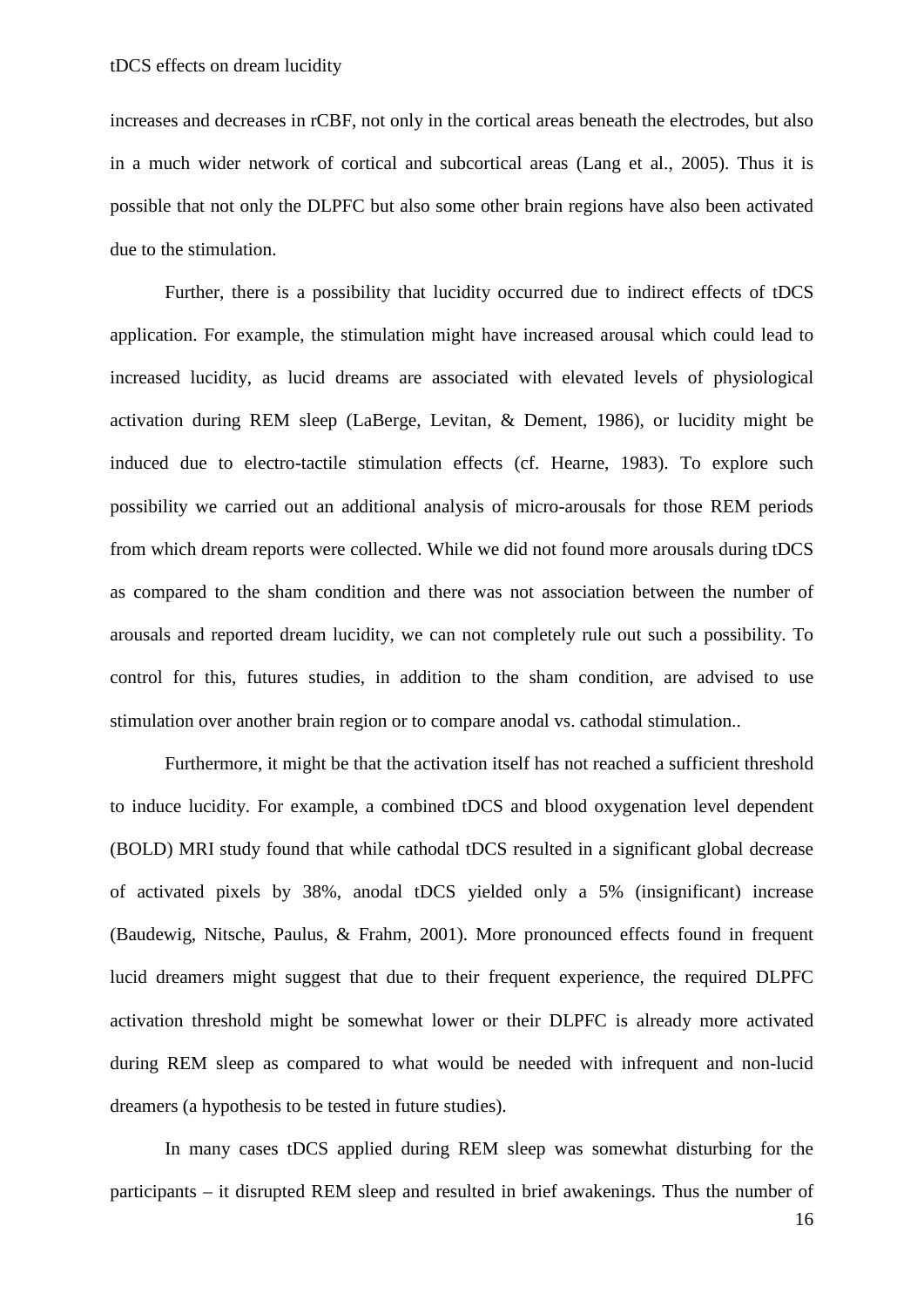increases and decreases in rCBF, not only in the cortical areas beneath the electrodes, but also in a much wider network of cortical and subcortical areas (Lang et al., 2005). Thus it is possible that not only the DLPFC but also some other brain regions have also been activated due to the stimulation.

Further, there is a possibility that lucidity occurred due to indirect effects of tDCS application. For example, the stimulation might have increased arousal which could lead to increased lucidity, as lucid dreams are associated with elevated levels of physiological activation during REM sleep (LaBerge, Levitan, & Dement, 1986), or lucidity might be induced due to electro-tactile stimulation effects (cf. Hearne, 1983). To explore such possibility we carried out an additional analysis of micro-arousals for those REM periods from which dream reports were collected. While we did not found more arousals during tDCS as compared to the sham condition and there was not association between the number of arousals and reported dream lucidity, we can not completely rule out such a possibility. To control for this, futures studies, in addition to the sham condition, are advised to use stimulation over another brain region or to compare anodal vs. cathodal stimulation..

Furthermore, it might be that the activation itself has not reached a sufficient threshold to induce lucidity. For example, a combined tDCS and blood oxygenation level dependent (BOLD) MRI study found that while cathodal tDCS resulted in a significant global decrease of activated pixels by 38%, anodal tDCS yielded only a 5% (insignificant) increase (Baudewig, Nitsche, Paulus, & Frahm, 2001). More pronounced effects found in frequent lucid dreamers might suggest that due to their frequent experience, the required DLPFC activation threshold might be somewhat lower or their DLPFC is already more activated during REM sleep as compared to what would be needed with infrequent and non-lucid dreamers (a hypothesis to be tested in future studies).

In many cases tDCS applied during REM sleep was somewhat disturbing for the participants – it disrupted REM sleep and resulted in brief awakenings. Thus the number of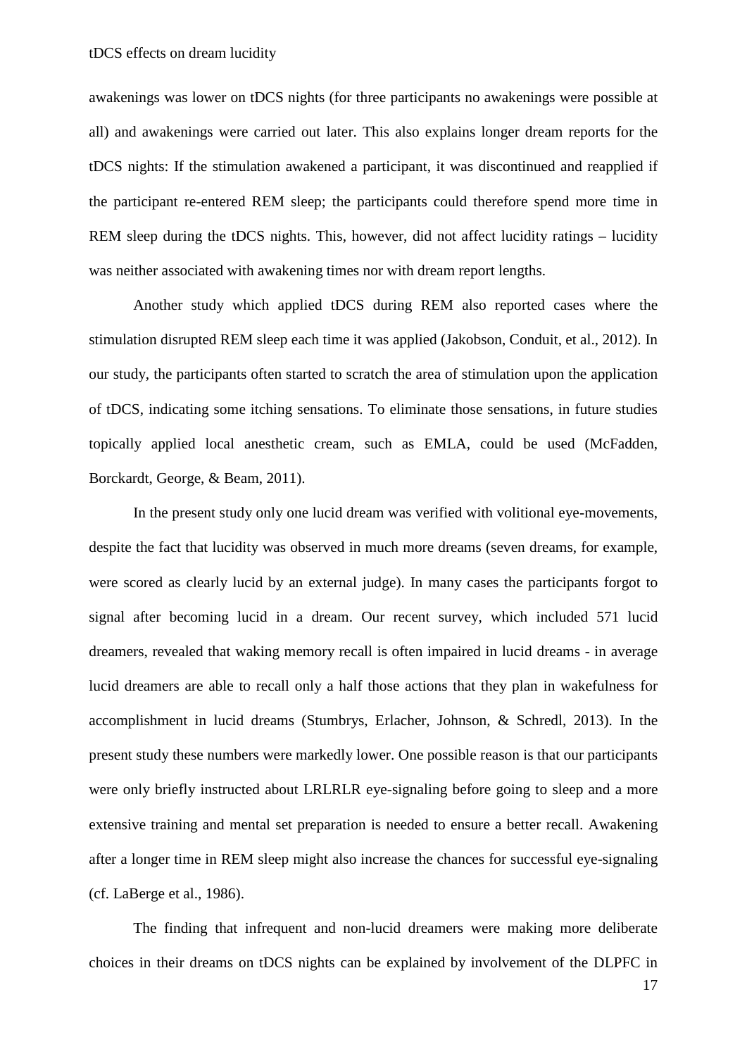awakenings was lower on tDCS nights (for three participants no awakenings were possible at all) and awakenings were carried out later. This also explains longer dream reports for the tDCS nights: If the stimulation awakened a participant, it was discontinued and reapplied if the participant re-entered REM sleep; the participants could therefore spend more time in REM sleep during the tDCS nights. This, however, did not affect lucidity ratings – lucidity was neither associated with awakening times nor with dream report lengths.

Another study which applied tDCS during REM also reported cases where the stimulation disrupted REM sleep each time it was applied (Jakobson, Conduit, et al., 2012). In our study, the participants often started to scratch the area of stimulation upon the application of tDCS, indicating some itching sensations. To eliminate those sensations, in future studies topically applied local anesthetic cream, such as EMLA, could be used (McFadden, Borckardt, George, & Beam, 2011).

In the present study only one lucid dream was verified with volitional eye-movements, despite the fact that lucidity was observed in much more dreams (seven dreams, for example, were scored as clearly lucid by an external judge). In many cases the participants forgot to signal after becoming lucid in a dream. Our recent survey, which included 571 lucid dreamers, revealed that waking memory recall is often impaired in lucid dreams - in average lucid dreamers are able to recall only a half those actions that they plan in wakefulness for accomplishment in lucid dreams (Stumbrys, Erlacher, Johnson, & Schredl, 2013). In the present study these numbers were markedly lower. One possible reason is that our participants were only briefly instructed about LRLRLR eye-signaling before going to sleep and a more extensive training and mental set preparation is needed to ensure a better recall. Awakening after a longer time in REM sleep might also increase the chances for successful eye-signaling (cf. LaBerge et al., 1986).

The finding that infrequent and non-lucid dreamers were making more deliberate choices in their dreams on tDCS nights can be explained by involvement of the DLPFC in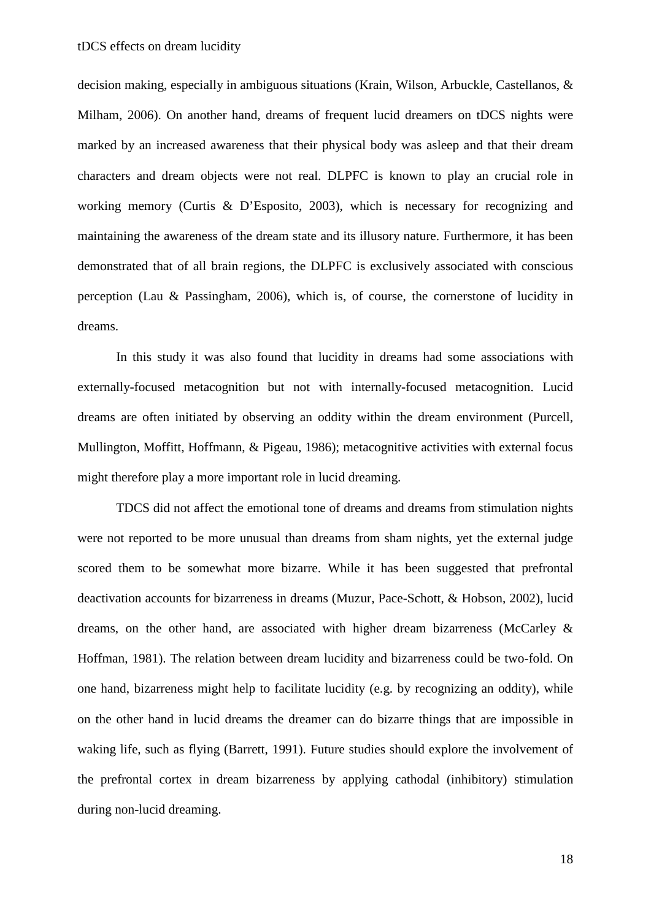decision making, especially in ambiguous situations (Krain, Wilson, Arbuckle, Castellanos, & Milham, 2006). On another hand, dreams of frequent lucid dreamers on tDCS nights were marked by an increased awareness that their physical body was asleep and that their dream characters and dream objects were not real. DLPFC is known to play an crucial role in working memory (Curtis & D'Esposito, 2003), which is necessary for recognizing and maintaining the awareness of the dream state and its illusory nature. Furthermore, it has been demonstrated that of all brain regions, the DLPFC is exclusively associated with conscious perception (Lau & Passingham, 2006), which is, of course, the cornerstone of lucidity in dreams.

In this study it was also found that lucidity in dreams had some associations with externally-focused metacognition but not with internally-focused metacognition. Lucid dreams are often initiated by observing an oddity within the dream environment (Purcell, Mullington, Moffitt, Hoffmann, & Pigeau, 1986); metacognitive activities with external focus might therefore play a more important role in lucid dreaming.

TDCS did not affect the emotional tone of dreams and dreams from stimulation nights were not reported to be more unusual than dreams from sham nights, yet the external judge scored them to be somewhat more bizarre. While it has been suggested that prefrontal deactivation accounts for bizarreness in dreams (Muzur, Pace-Schott, & Hobson, 2002), lucid dreams, on the other hand, are associated with higher dream bizarreness (McCarley & Hoffman, 1981). The relation between dream lucidity and bizarreness could be two-fold. On one hand, bizarreness might help to facilitate lucidity (e.g. by recognizing an oddity), while on the other hand in lucid dreams the dreamer can do bizarre things that are impossible in waking life, such as flying (Barrett, 1991). Future studies should explore the involvement of the prefrontal cortex in dream bizarreness by applying cathodal (inhibitory) stimulation during non-lucid dreaming.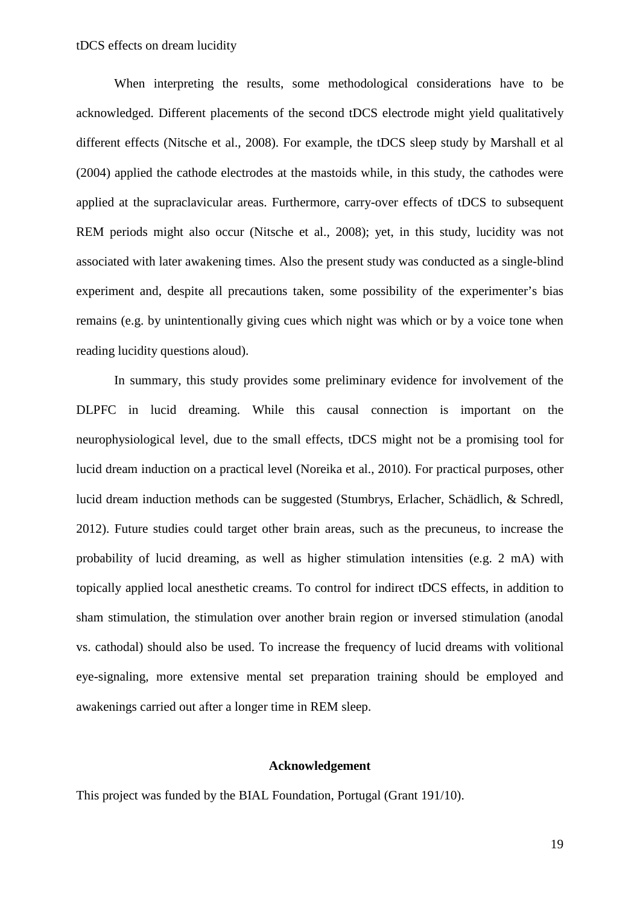When interpreting the results, some methodological considerations have to be acknowledged. Different placements of the second tDCS electrode might yield qualitatively different effects (Nitsche et al., 2008). For example, the tDCS sleep study by Marshall et al (2004) applied the cathode electrodes at the mastoids while, in this study, the cathodes were applied at the supraclavicular areas. Furthermore, carry-over effects of tDCS to subsequent REM periods might also occur (Nitsche et al., 2008); yet, in this study, lucidity was not associated with later awakening times. Also the present study was conducted as a single-blind experiment and, despite all precautions taken, some possibility of the experimenter's bias remains (e.g. by unintentionally giving cues which night was which or by a voice tone when reading lucidity questions aloud).

In summary, this study provides some preliminary evidence for involvement of the DLPFC in lucid dreaming. While this causal connection is important on the neurophysiological level, due to the small effects, tDCS might not be a promising tool for lucid dream induction on a practical level (Noreika et al., 2010). For practical purposes, other lucid dream induction methods can be suggested (Stumbrys, Erlacher, Schädlich, & Schredl, 2012). Future studies could target other brain areas, such as the precuneus, to increase the probability of lucid dreaming, as well as higher stimulation intensities (e.g. 2 mA) with topically applied local anesthetic creams. To control for indirect tDCS effects, in addition to sham stimulation, the stimulation over another brain region or inversed stimulation (anodal vs. cathodal) should also be used. To increase the frequency of lucid dreams with volitional eye-signaling, more extensive mental set preparation training should be employed and awakenings carried out after a longer time in REM sleep.

## Acknowledgement

This project was funded by the BIAL Foundation, Portugal (Grant 191/10).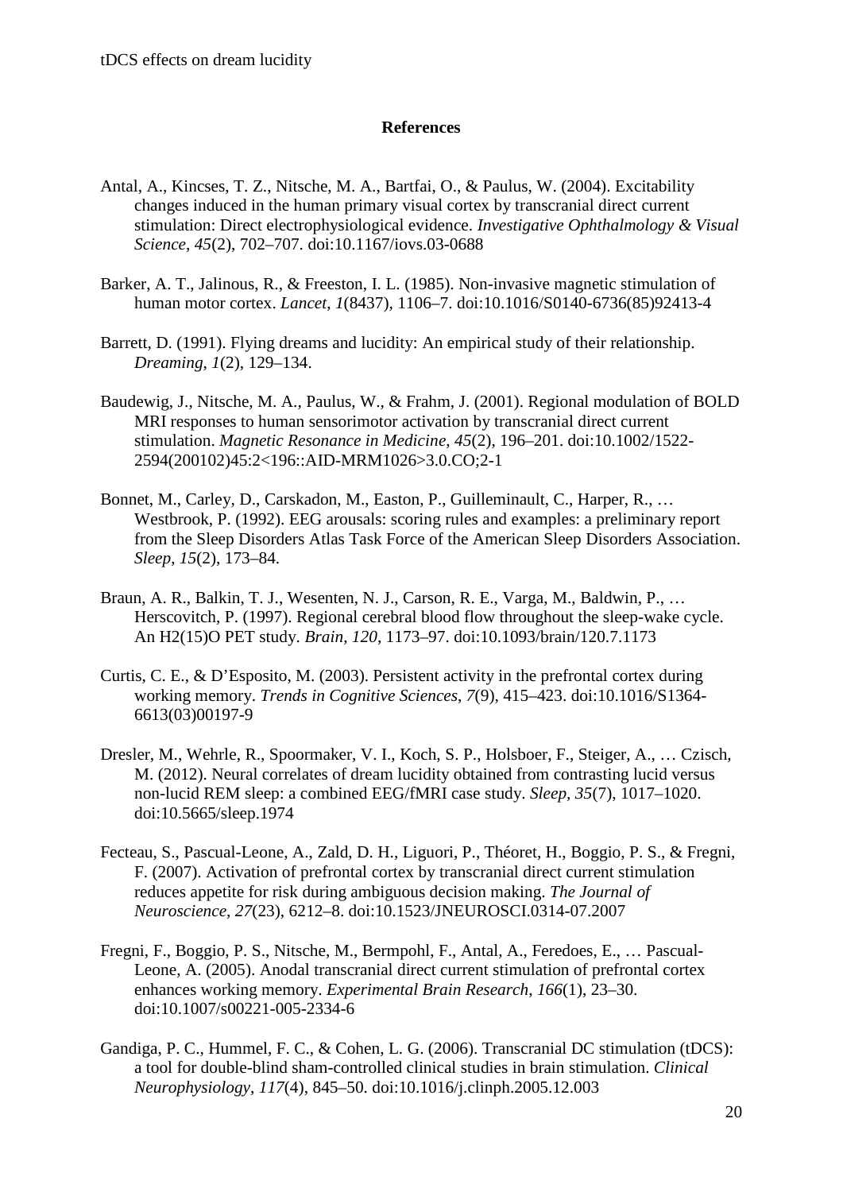## References

Antal, A., Kincses, T. Z., Nitsche, M. A., Bartfai, O., & Paulus, W. (2004). Excitability changes induced in the human primary visual cortex by transcranial direct current stimulation: Direct electrophysiological evidence. *Investigative Ophthalmology & Visual Science*, *45*(2), 702–707. doi:10.1167/iovs.03-0688

Barker, A. T., Jalinous, R., & Freeston, I. L. (1985). Non-invasive magnetic stimulation of human motor cortex. *Lancet*, *1*(8437), 1106–7. doi:10.1016/S0140-6736(85)92413-4

Barrett, D. (1991). Flying dreams and lucidity: An empirical study of their relationship. *Dreaming*, *1*(2), 129–134.

Baudewig, J., Nitsche, M. A., Paulus, W., & Frahm, J. (2001). Regional modulation of BOLD MRI responses to human sensorimotor activation by transcranial direct current stimulation. *Magnetic Resonance in Medicine*, *45*(2), 196–201. doi:10.1002/1522-2594(200102)45:2<196::AID-MRM1026>3.0.CO;2-1

Bonnet, M., Carley, D., Carskadon, M., Easton, P., Guilleminault, C., Harper, R., … Westbrook, P. (1992). EEG arousals: scoring rules and examples: a preliminary report from the Sleep Disorders Atlas Task Force of the American Sleep Disorders Association. *Sleep*, *15*(2), 173–84.

Braun, A. R., Balkin, T. J., Wesenten, N. J., Carson, R. E., Varga, M., Baldwin, P., … Herscovitch, P. (1997). Regional cerebral blood flow throughout the sleep-wake cycle. An H2(15)O PET study. *Brain*, *120*, 1173–97. doi:10.1093/brain/120.7.1173

Curtis, C. E., & D'Esposito, M. (2003). Persistent activity in the prefrontal cortex during working memory. *Trends in Cognitive Sciences*, *7*(9), 415–423. doi:10.1016/S1364-6613(03)00197-9

Dresler, M., Wehrle, R., Spoormaker, V. I., Koch, S. P., Holsboer, F., Steiger, A., … Czisch, M. (2012). Neural correlates of dream lucidity obtained from contrasting lucid versus non-lucid REM sleep: a combined EEG/fMRI case study. *Sleep*, *35*(7), 1017–1020. doi:10.5665/sleep.1974

Fecteau, S., Pascual-Leone, A., Zald, D. H., Liguori, P., Théoret, H., Boggio, P. S., & Fregni, F. (2007). Activation of prefrontal cortex by transcranial direct current stimulation reduces appetite for risk during ambiguous decision making. *The Journal of Neuroscience*, *27*(23), 6212–8. doi:10.1523/JNEUROSCI.0314-07.2007

Fregni, F., Boggio, P. S., Nitsche, M., Bermpohl, F., Antal, A., Feredoes, E., … Pascual-Leone, A. (2005). Anodal transcranial direct current stimulation of prefrontal cortex enhances working memory. *Experimental Brain Research*, *166*(1), 23–30. doi:10.1007/s00221-005-2334-6

Gandiga, P. C., Hummel, F. C., & Cohen, L. G. (2006). Transcranial DC stimulation (tDCS): a tool for double-blind sham-controlled clinical studies in brain stimulation. *Clinical Neurophysiology*, *117*(4), 845–50. doi:10.1016/j.clinph.2005.12.003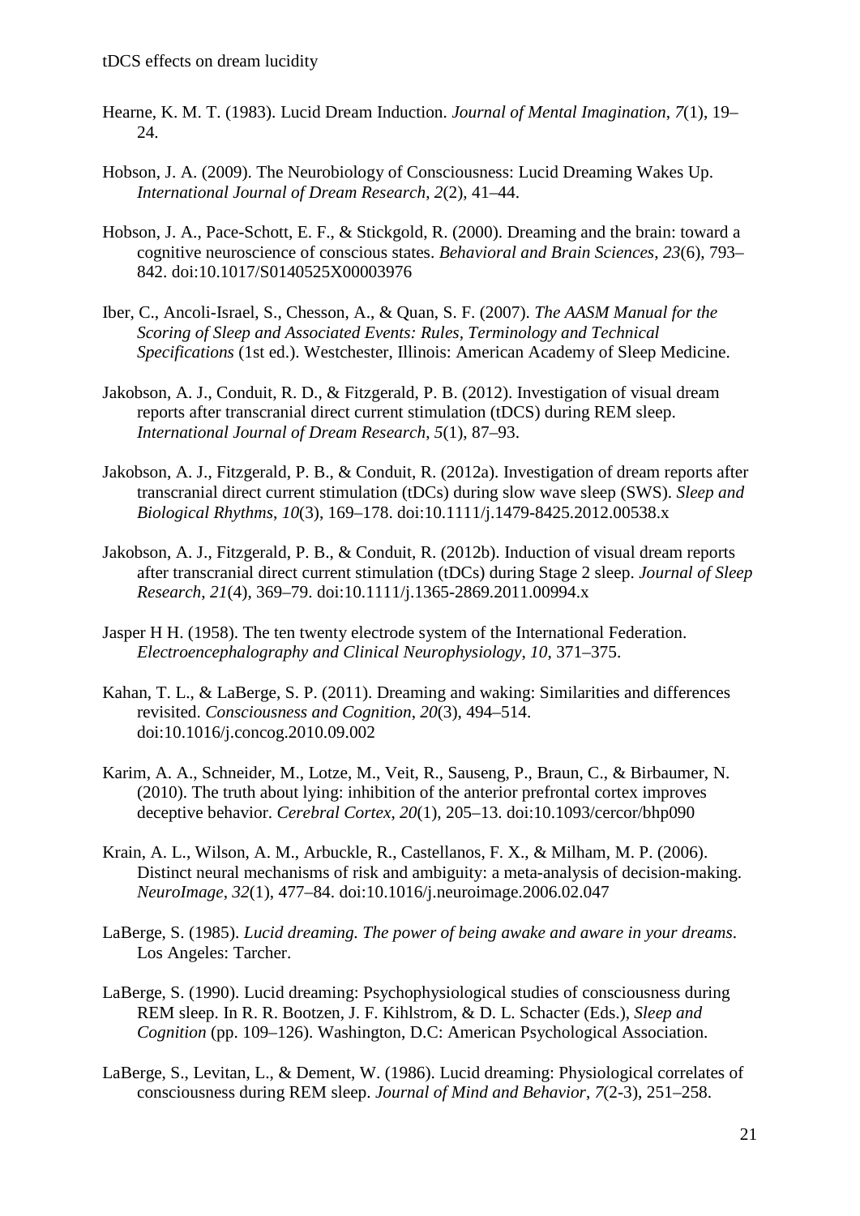Hearne, K. M. T. (1983). Lucid Dream Induction. *Journal of Mental Imagination*, *7*(1), 19–24.

Hobson, J. A. (2009). The Neurobiology of Consciousness: Lucid Dreaming Wakes Up. *International Journal of Dream Research*, *2*(2), 41–44.

Hobson, J. A., Pace-Schott, E. F., & Stickgold, R. (2000). Dreaming and the brain: toward a cognitive neuroscience of conscious states. *Behavioral and Brain Sciences*, *23*(6), 793–842. doi:10.1017/S0140525X00003976

Iber, C., Ancoli-Israel, S., Chesson, A., & Quan, S. F. (2007). *The AASM Manual for the Scoring of Sleep and Associated Events: Rules, Terminology and Technical Specifications* (1st ed.). Westchester, Illinois: American Academy of Sleep Medicine.

Jakobson, A. J., Conduit, R. D., & Fitzgerald, P. B. (2012). Investigation of visual dream reports after transcranial direct current stimulation (tDCS) during REM sleep. *International Journal of Dream Research*, *5*(1), 87–93.

Jakobson, A. J., Fitzgerald, P. B., & Conduit, R. (2012a). Investigation of dream reports after transcranial direct current stimulation (tDCs) during slow wave sleep (SWS). *Sleep and Biological Rhythms*, *10*(3), 169–178. doi:10.1111/j.1479-8425.2012.00538.x

Jakobson, A. J., Fitzgerald, P. B., & Conduit, R. (2012b). Induction of visual dream reports after transcranial direct current stimulation (tDCs) during Stage 2 sleep. *Journal of Sleep Research*, *21*(4), 369–79. doi:10.1111/j.1365-2869.2011.00994.x

Jasper H H. (1958). The ten twenty electrode system of the International Federation. *Electroencephalography and Clinical Neurophysiology*, *10*, 371–375.

Kahan, T. L., & LaBerge, S. P. (2011). Dreaming and waking: Similarities and differences revisited. *Consciousness and Cognition*, *20*(3), 494–514. doi:10.1016/j.concog.2010.09.002

Karim, A. A., Schneider, M., Lotze, M., Veit, R., Sauseng, P., Braun, C., & Birbaumer, N. (2010). The truth about lying: inhibition of the anterior prefrontal cortex improves deceptive behavior. *Cerebral Cortex*, *20*(1), 205–13. doi:10.1093/cercor/bhp090

Krain, A. L., Wilson, A. M., Arbuckle, R., Castellanos, F. X., & Milham, M. P. (2006). Distinct neural mechanisms of risk and ambiguity: a meta-analysis of decision-making. *NeuroImage*, *32*(1), 477–84. doi:10.1016/j.neuroimage.2006.02.047

LaBerge, S. (1985). *Lucid dreaming. The power of being awake and aware in your dreams*. Los Angeles: Tarcher.

LaBerge, S. (1990). Lucid dreaming: Psychophysiological studies of consciousness during REM sleep. In R. R. Bootzen, J. F. Kihlstrom, & D. L. Schacter (Eds.), *Sleep and Cognition* (pp. 109–126). Washington, D.C: American Psychological Association.

LaBerge, S., Levitan, L., & Dement, W. (1986). Lucid dreaming: Physiological correlates of consciousness during REM sleep. *Journal of Mind and Behavior*, *7*(2-3), 251–258.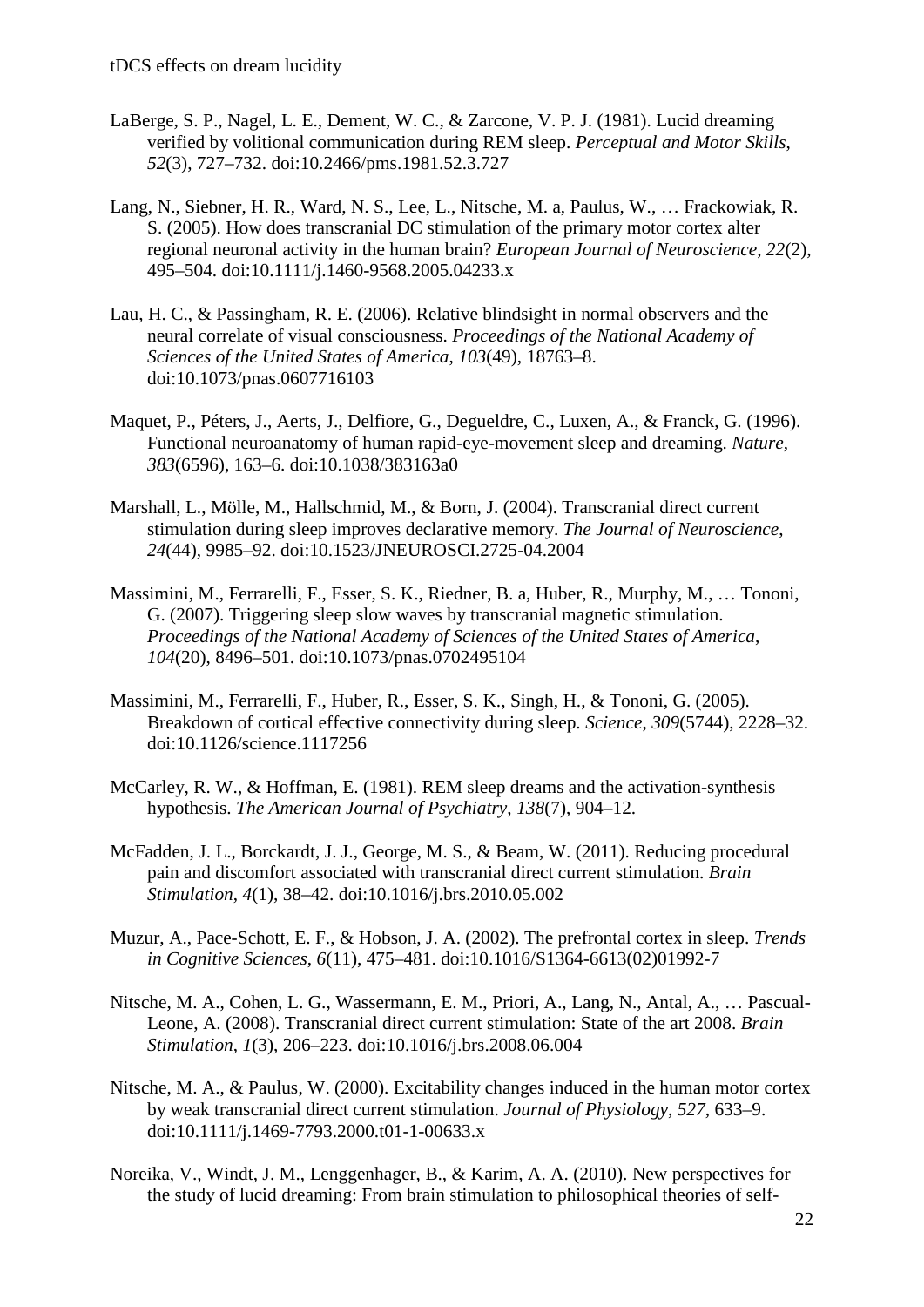LaBerge, S. P., Nagel, L. E., Dement, W. C., & Zarcone, V. P. J. (1981). Lucid dreaming verified by volitional communication during REM sleep. *Perceptual and Motor Skills*, *52*(3), 727–732. doi:10.2466/pms.1981.52.3.727

Lang, N., Siebner, H. R., Ward, N. S., Lee, L., Nitsche, M. a, Paulus, W., … Frackowiak, R. S. (2005). How does transcranial DC stimulation of the primary motor cortex alter regional neuronal activity in the human brain? *European Journal of Neuroscience*, *22*(2), 495–504. doi:10.1111/j.1460-9568.2005.04233.x

Lau, H. C., & Passingham, R. E. (2006). Relative blindsight in normal observers and the neural correlate of visual consciousness. *Proceedings of the National Academy of Sciences of the United States of America*, *103*(49), 18763–8. doi:10.1073/pnas.0607716103

Maquet, P., Péters, J., Aerts, J., Delfiore, G., Degueldre, C., Luxen, A., & Franck, G. (1996). Functional neuroanatomy of human rapid-eye-movement sleep and dreaming. *Nature*, *383*(6596), 163–6. doi:10.1038/383163a0

Marshall, L., Mölle, M., Hallschmid, M., & Born, J. (2004). Transcranial direct current stimulation during sleep improves declarative memory. *The Journal of Neuroscience*, *24*(44), 9985–92. doi:10.1523/JNEUROSCI.2725-04.2004

Massimini, M., Ferrarelli, F., Esser, S. K., Riedner, B. a, Huber, R., Murphy, M., … Tononi, G. (2007). Triggering sleep slow waves by transcranial magnetic stimulation. *Proceedings of the National Academy of Sciences of the United States of America*, *104*(20), 8496–501. doi:10.1073/pnas.0702495104

Massimini, M., Ferrarelli, F., Huber, R., Esser, S. K., Singh, H., & Tononi, G. (2005). Breakdown of cortical effective connectivity during sleep. *Science*, *309*(5744), 2228–32. doi:10.1126/science.1117256

McCarley, R. W., & Hoffman, E. (1981). REM sleep dreams and the activation-synthesis hypothesis. *The American Journal of Psychiatry*, *138*(7), 904–12.

McFadden, J. L., Borckardt, J. J., George, M. S., & Beam, W. (2011). Reducing procedural pain and discomfort associated with transcranial direct current stimulation. *Brain Stimulation*, *4*(1), 38–42. doi:10.1016/j.brs.2010.05.002

Muzur, A., Pace-Schott, E. F., & Hobson, J. A. (2002). The prefrontal cortex in sleep. *Trends in Cognitive Sciences*, *6*(11), 475–481. doi:10.1016/S1364-6613(02)01992-7

Nitsche, M. A., Cohen, L. G., Wassermann, E. M., Priori, A., Lang, N., Antal, A., … Pascual-Leone, A. (2008). Transcranial direct current stimulation: State of the art 2008. *Brain Stimulation*, *1*(3), 206–223. doi:10.1016/j.brs.2008.06.004

Nitsche, M. A., & Paulus, W. (2000). Excitability changes induced in the human motor cortex by weak transcranial direct current stimulation. *Journal of Physiology*, *527*, 633–9. doi:10.1111/j.1469-7793.2000.t01-1-00633.x

Noreika, V., Windt, J. M., Lenggenhager, B., & Karim, A. A. (2010). New perspectives for the study of lucid dreaming: From brain stimulation to philosophical theories of self-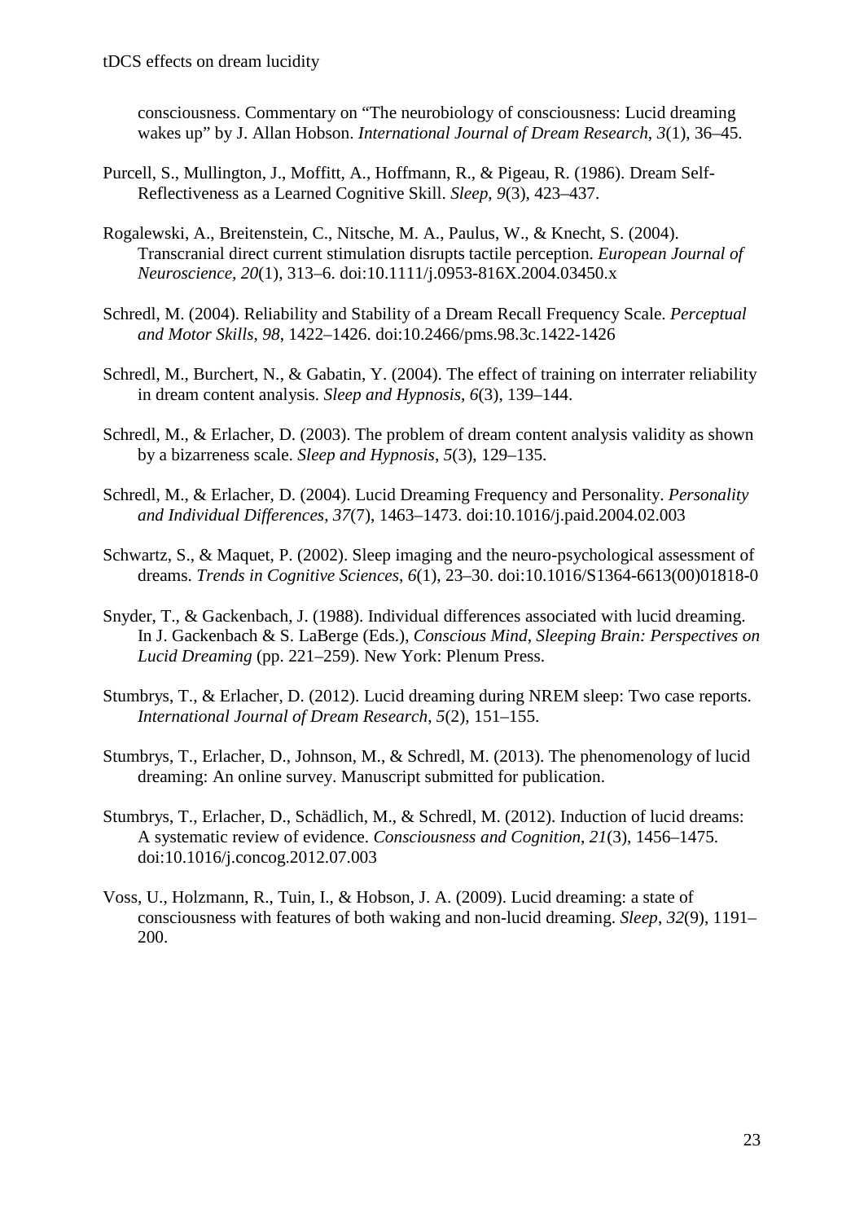consciousness. Commentary on “The neurobiology of consciousness: Lucid dreaming wakes up” by J. Allan Hobson. *International Journal of Dream Research*, *3*(1), 36–45.

Purcell, S., Mullington, J., Moffitt, A., Hoffmann, R., & Pigeau, R. (1986). Dream Self-Reflectiveness as a Learned Cognitive Skill. *Sleep*, *9*(3), 423–437.

Rogalewski, A., Breitenstein, C., Nitsche, M. A., Paulus, W., & Knecht, S. (2004). Transcranial direct current stimulation disrupts tactile perception. *European Journal of Neuroscience*, *20*(1), 313–6. doi:10.1111/j.0953-816X.2004.03450.x

Schredl, M. (2004). Reliability and Stability of a Dream Recall Frequency Scale. *Perceptual and Motor Skills*, *98*, 1422–1426. doi:10.2466/pms.98.3c.1422-1426

Schredl, M., Burchert, N., & Gabatin, Y. (2004). The effect of training on interrater reliability in dream content analysis. *Sleep and Hypnosis*, *6*(3), 139–144.

Schredl, M., & Erlacher, D. (2003). The problem of dream content analysis validity as shown by a bizarreness scale. *Sleep and Hypnosis*, *5*(3), 129–135.

Schredl, M., & Erlacher, D. (2004). Lucid Dreaming Frequency and Personality. *Personality and Individual Differences*, *37*(7), 1463–1473. doi:10.1016/j.paid.2004.02.003

Schwartz, S., & Maquet, P. (2002). Sleep imaging and the neuro-psychological assessment of dreams. *Trends in Cognitive Sciences*, *6*(1), 23–30. doi:10.1016/S1364-6613(00)01818-0

Snyder, T., & Gackenbach, J. (1988). Individual differences associated with lucid dreaming. In J. Gackenbach & S. LaBerge (Eds.), *Conscious Mind, Sleeping Brain: Perspectives on Lucid Dreaming* (pp. 221–259). New York: Plenum Press.

Stumbrys, T., & Erlacher, D. (2012). Lucid dreaming during NREM sleep: Two case reports. *International Journal of Dream Research*, *5*(2), 151–155.

Stumbrys, T., Erlacher, D., Johnson, M., & Schredl, M. (2013). The phenomenology of lucid dreaming: An online survey. Manuscript submitted for publication.

Stumbrys, T., Erlacher, D., Schädlich, M., & Schredl, M. (2012). Induction of lucid dreams: A systematic review of evidence. *Consciousness and Cognition*, *21*(3), 1456–1475. doi:10.1016/j.concog.2012.07.003

Voss, U., Holzmann, R., Tuin, I., & Hobson, J. A. (2009). Lucid dreaming: a state of consciousness with features of both waking and non-lucid dreaming. *Sleep*, *32*(9), 1191–200.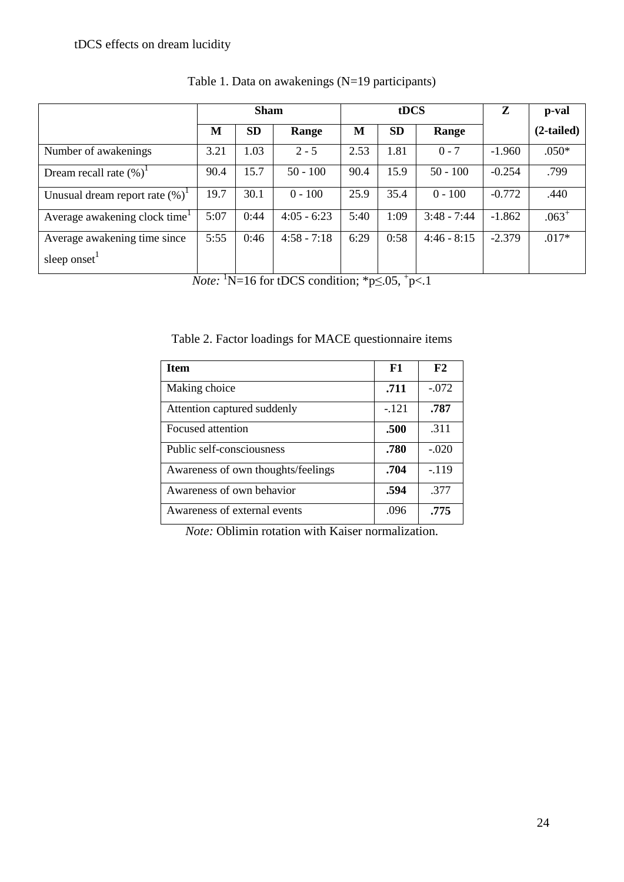Table 1. Data on awakenings (N=19 participants)

| | Sham | | | tDCS | | | Z | p-val |
|---|---|---|---|---|---|---|---|---|
| | **M** | **SD** | **Range** | **M** | **SD** | **Range** | | **(2-tailed)** |
| Number of awakenings | 3.21 | 1.03 | 2 - 5 | 2.53 | 1.81 | 0 - 7 | -1.960 | .050* |
| Dream recall rate (%)[1] | 90.4 | 15.7 | 50 - 100 | 90.4 | 15.9 | 50 - 100 | -0.254 | .799 |
| Unusual dream report rate (%)[1] | 19.7 | 30.1 | 0 - 100 | 25.9 | 35.4 | 0 - 100 | -0.772 | .440 |
| Average awakening clock time[1] | 5:07 | 0:44 | 4:05 - 6:23 | 5:40 | 1:09 | 3:48 - 7:44 | -1.862 | .063[+] |
| Average awakening time since sleep onset[1] | 5:55 | 0:46 | 4:58 - 7:18 | 6:29 | 0:58 | 4:46 - 8:15 | -2.379 | .017* |

*Note:* [1]N=16 for tDCS condition; *p≤.05, [+]p<.1

Table 2. Factor loadings for MACE questionnaire items

| Item | F1 | F2 |
|---|---|---|
| Making choice | **.711** | -.072 |
| Attention captured suddenly | -.121 | **.787** |
| Focused attention | **.500** | .311 |
| Public self-consciousness | **.780** | -.020 |
| Awareness of own thoughts/feelings | **.704** | -.119 |
| Awareness of own behavior | **.594** | .377 |
| Awareness of external events | .096 | **.775** |

*Note:* Oblimin rotation with Kaiser normalization.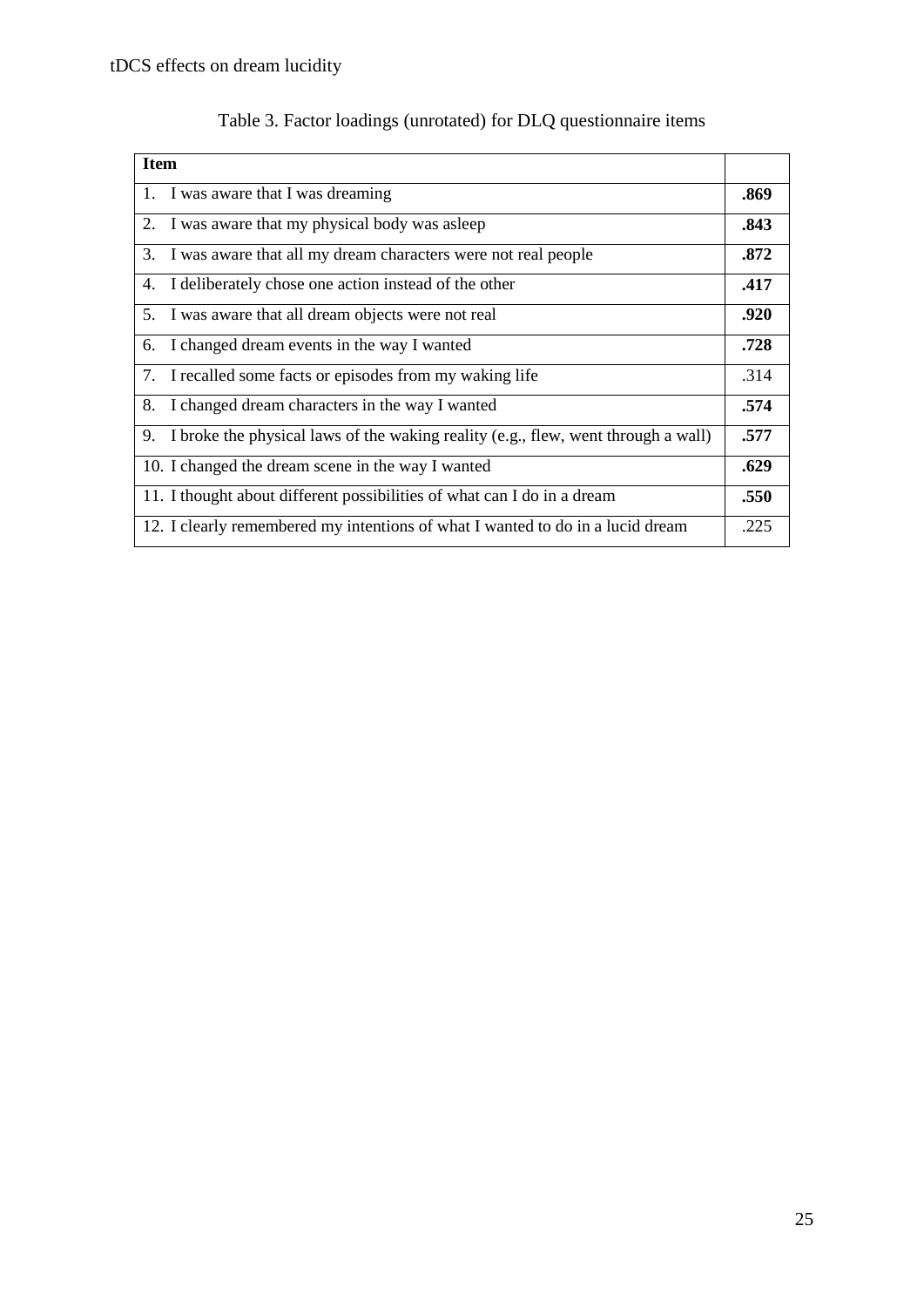Table 3. Factor loadings (unrotated) for DLQ questionnaire items

| Item | |
|---|---|
| 1. I was aware that I was dreaming | **.869** |
| 2. I was aware that my physical body was asleep | **.843** |
| 3. I was aware that all my dream characters were not real people | **.872** |
| 4. I deliberately chose one action instead of the other | **.417** |
| 5. I was aware that all dream objects were not real | **.920** |
| 6. I changed dream events in the way I wanted | **.728** |
| 7. I recalled some facts or episodes from my waking life | .314 |
| 8. I changed dream characters in the way I wanted | **.574** |
| 9. I broke the physical laws of the waking reality (e.g., flew, went through a wall) | **.577** |
| 10. I changed the dream scene in the way I wanted | **.629** |
| 11. I thought about different possibilities of what can I do in a dream | **.550** |
| 12. I clearly remembered my intentions of what I wanted to do in a lucid dream | .225 |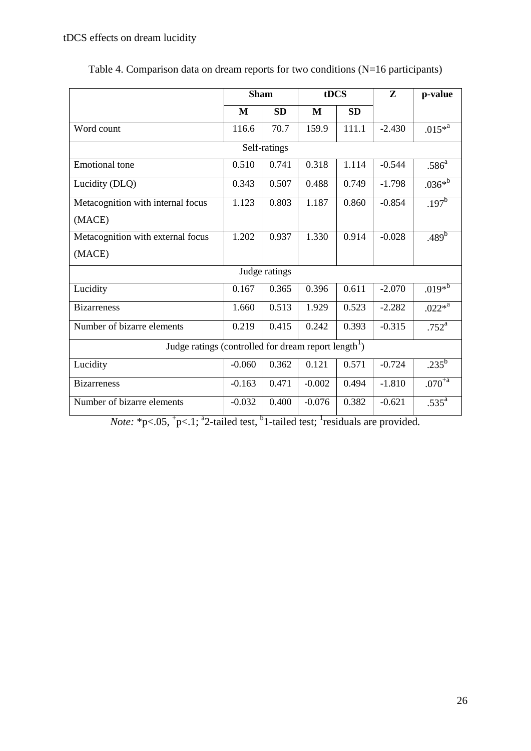Table 4. Comparison data on dream reports for two conditions (N=16 participants)

| | Sham | | tDCS | | Z | p-value |
|---|---|---|---|---|---|---|
| | M | SD | M | SD | | |
| Word count | 116.6 | 70.7 | 159.9 | 111.1 | -2.430 | .015*[a] |
| Self-ratings | | | | | | |
| Emotional tone | 0.510 | 0.741 | 0.318 | 1.114 | -0.544 | .586[a] |
| Lucidity (DLQ) | 0.343 | 0.507 | 0.488 | 0.749 | -1.798 | .036*[b] |
| Metacognition with internal focus (MACE) | 1.123 | 0.803 | 1.187 | 0.860 | -0.854 | .197[b] |
| Metacognition with external focus (MACE) | 1.202 | 0.937 | 1.330 | 0.914 | -0.028 | .489[b] |
| Judge ratings | | | | | | |
| Lucidity | 0.167 | 0.365 | 0.396 | 0.611 | -2.070 | .019*[b] |
| Bizarreness | 1.660 | 0.513 | 1.929 | 0.523 | -2.282 | .022*[a] |
| Number of bizarre elements | 0.219 | 0.415 | 0.242 | 0.393 | -0.315 | .752[a] |
| Judge ratings (controlled for dream report length[1]) | | | | | | |
| Lucidity | -0.060 | 0.362 | 0.121 | 0.571 | -0.724 | .235[b] |
| Bizarreness | -0.163 | 0.471 | -0.002 | 0.494 | -1.810 | .070[+a] |
| Number of bizarre elements | -0.032 | 0.400 | -0.076 | 0.382 | -0.621 | .535[a] |

*Note:* *p<.05, [+]p<.1; [a]2-tailed test, [b]1-tailed test; [1]residuals are provided.